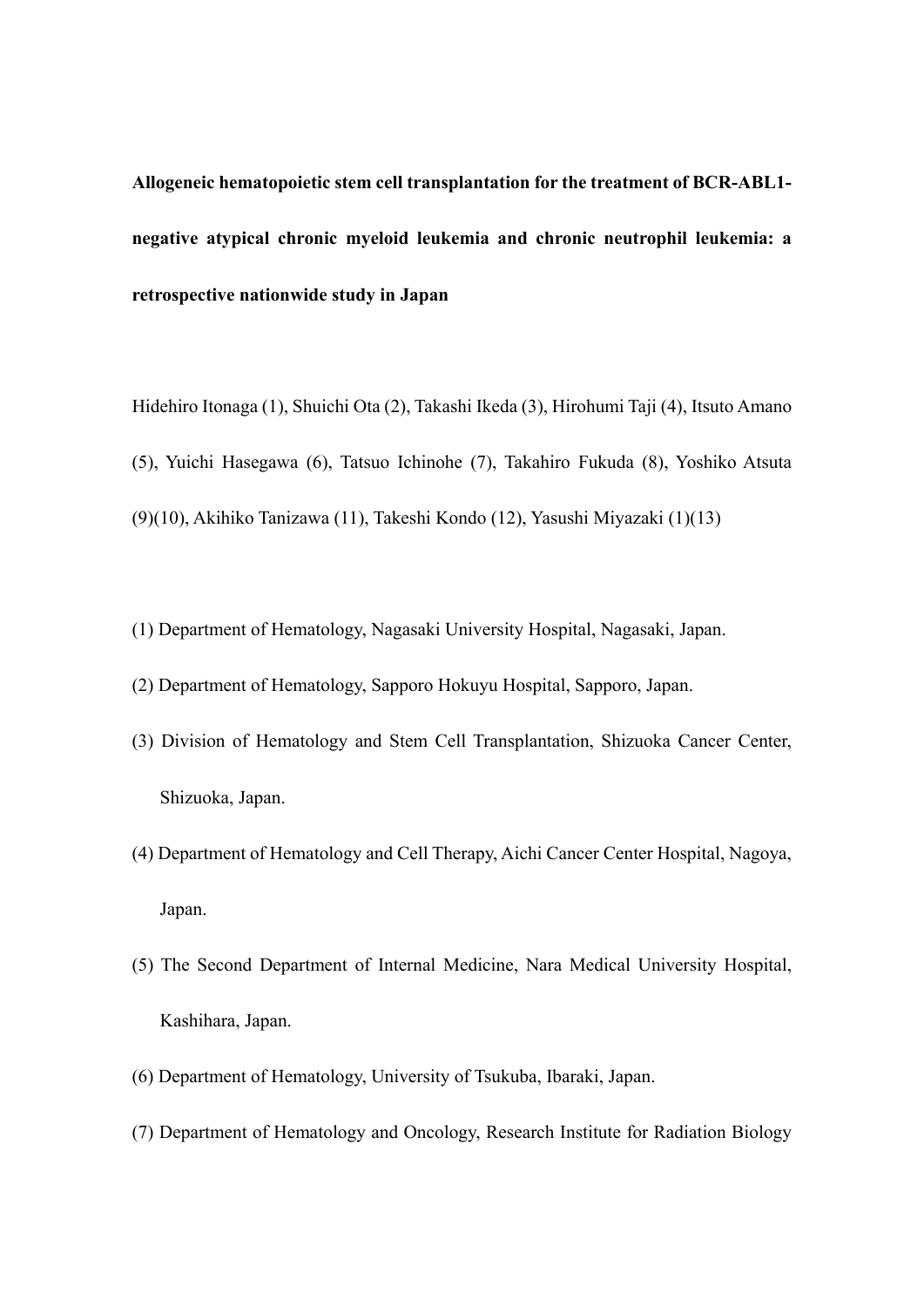# Allogeneic hematopoietic stem cell transplantation for the treatment of BCR-ABL1-negative atypical chronic myeloid leukemia and chronic neutrophil leukemia: a retrospective nationwide study in Japan

Hidehiro Itonaga (1), Shuichi Ota (2), Takashi Ikeda (3), Hirohumi Taji (4), Itsuto Amano (5), Yuichi Hasegawa (6), Tatsuo Ichinohe (7), Takahiro Fukuda (8), Yoshiko Atsuta (9)(10), Akihiko Tanizawa (11), Takeshi Kondo (12), Yasushi Miyazaki (1)(13)

(1) Department of Hematology, Nagasaki University Hospital, Nagasaki, Japan.

(2) Department of Hematology, Sapporo Hokuyu Hospital, Sapporo, Japan.

(3) Division of Hematology and Stem Cell Transplantation, Shizuoka Cancer Center, Shizuoka, Japan.

(4) Department of Hematology and Cell Therapy, Aichi Cancer Center Hospital, Nagoya, Japan.

(5) The Second Department of Internal Medicine, Nara Medical University Hospital, Kashihara, Japan.

(6) Department of Hematology, University of Tsukuba, Ibaraki, Japan.

(7) Department of Hematology and Oncology, Research Institute for Radiation Biology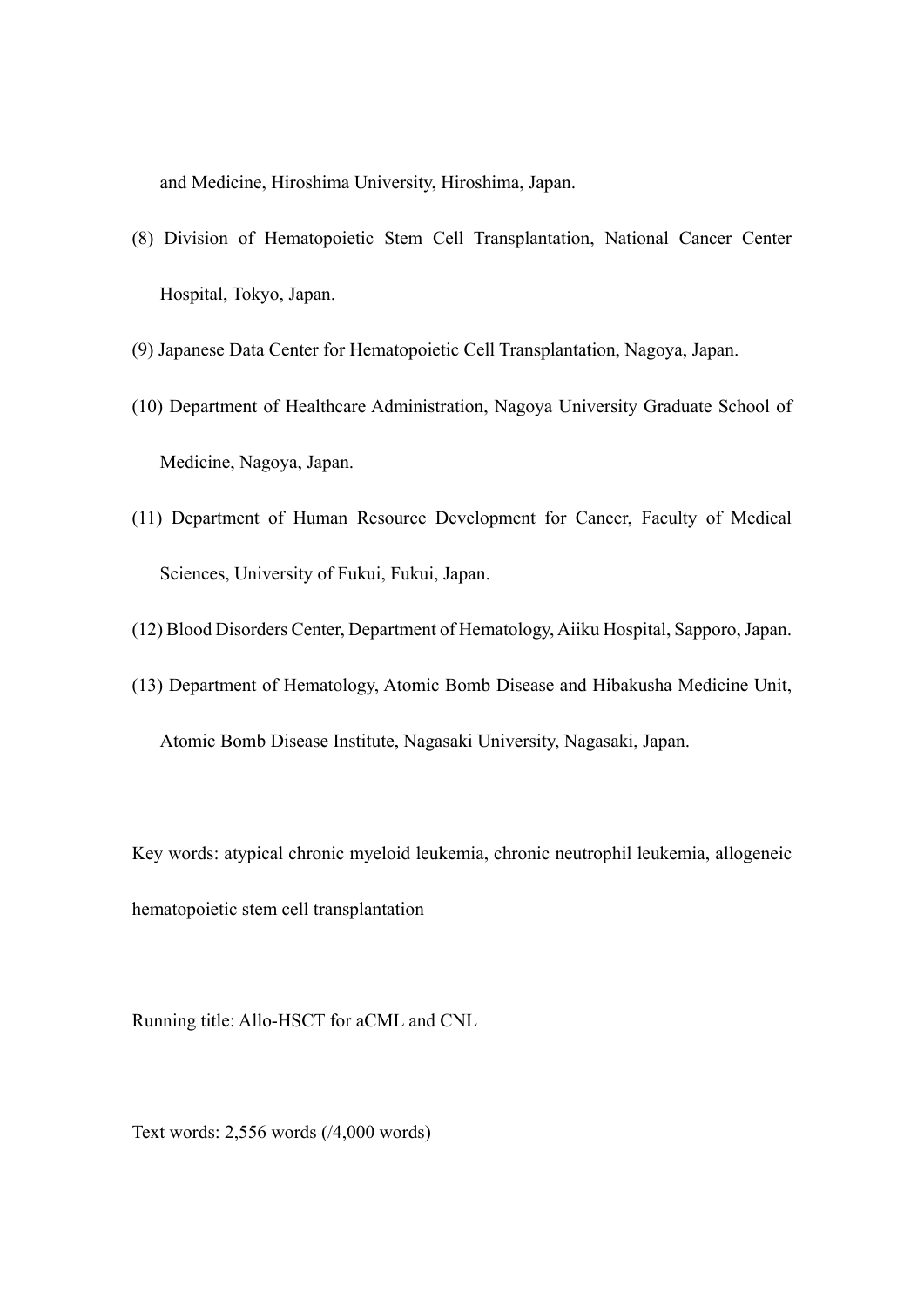and Medicine, Hiroshima University, Hiroshima, Japan.

(8) Division of Hematopoietic Stem Cell Transplantation, National Cancer Center Hospital, Tokyo, Japan.

(9) Japanese Data Center for Hematopoietic Cell Transplantation, Nagoya, Japan.

(10) Department of Healthcare Administration, Nagoya University Graduate School of Medicine, Nagoya, Japan.

(11) Department of Human Resource Development for Cancer, Faculty of Medical Sciences, University of Fukui, Fukui, Japan.

(12) Blood Disorders Center, Department of Hematology, Aiiku Hospital, Sapporo, Japan.

(13) Department of Hematology, Atomic Bomb Disease and Hibakusha Medicine Unit, Atomic Bomb Disease Institute, Nagasaki University, Nagasaki, Japan.

Key words: atypical chronic myeloid leukemia, chronic neutrophil leukemia, allogeneic hematopoietic stem cell transplantation

Running title: Allo-HSCT for aCML and CNL

Text words: 2,556 words (/4,000 words)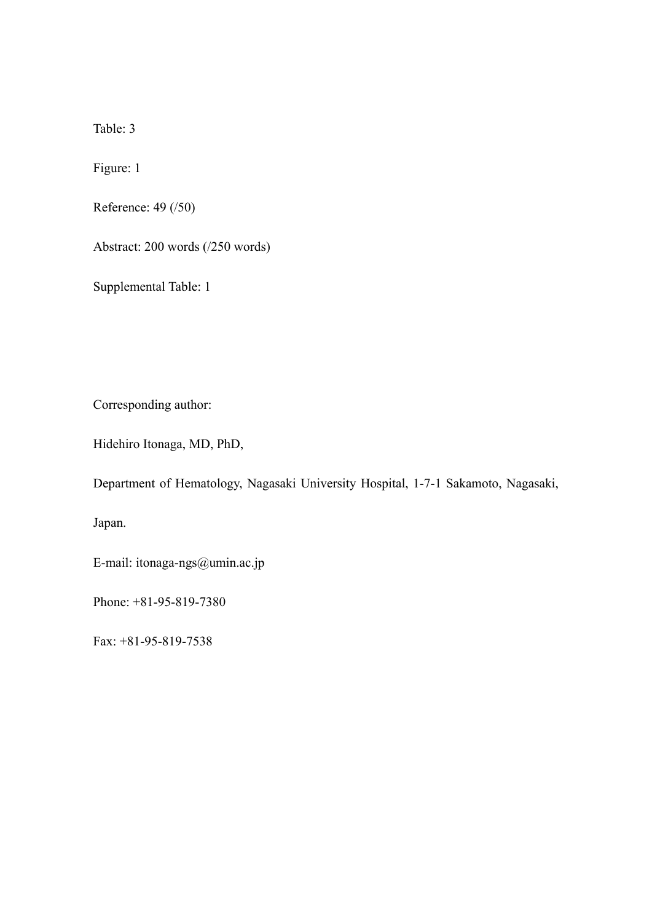Table: 3

Figure: 1

Reference: 49 (/50)

Abstract: 200 words (/250 words)

Supplemental Table: 1

Corresponding author:

Hidehiro Itonaga, MD, PhD,

Department of Hematology, Nagasaki University Hospital, 1-7-1 Sakamoto, Nagasaki, Japan.

E-mail: itonaga-ngs@umin.ac.jp

Phone: +81-95-819-7380

Fax: +81-95-819-7538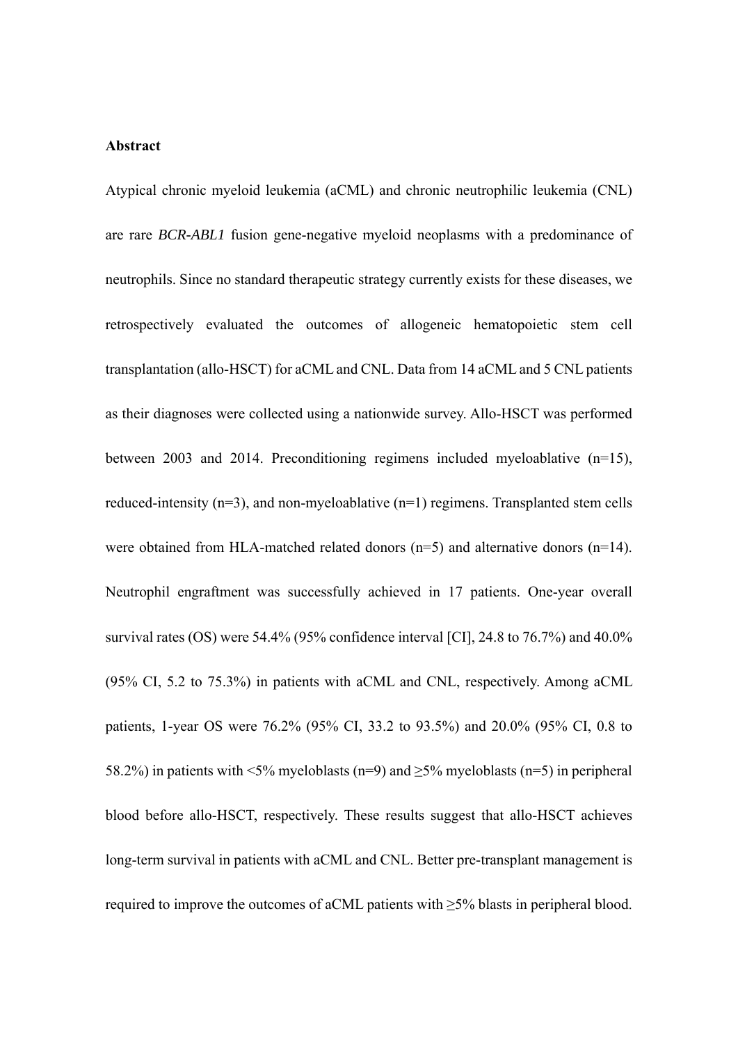**Abstract**

Atypical chronic myeloid leukemia (aCML) and chronic neutrophilic leukemia (CNL) are rare *BCR-ABL1* fusion gene-negative myeloid neoplasms with a predominance of neutrophils. Since no standard therapeutic strategy currently exists for these diseases, we retrospectively evaluated the outcomes of allogeneic hematopoietic stem cell transplantation (allo-HSCT) for aCML and CNL. Data from 14 aCML and 5 CNL patients as their diagnoses were collected using a nationwide survey. Allo-HSCT was performed between 2003 and 2014. Preconditioning regimens included myeloablative (n=15), reduced-intensity (n=3), and non-myeloablative (n=1) regimens. Transplanted stem cells were obtained from HLA-matched related donors (n=5) and alternative donors (n=14). Neutrophil engraftment was successfully achieved in 17 patients. One-year overall survival rates (OS) were 54.4% (95% confidence interval [CI], 24.8 to 76.7%) and 40.0% (95% CI, 5.2 to 75.3%) in patients with aCML and CNL, respectively. Among aCML patients, 1-year OS were 76.2% (95% CI, 33.2 to 93.5%) and 20.0% (95% CI, 0.8 to 58.2%) in patients with <5% myeloblasts (n=9) and ≥5% myeloblasts (n=5) in peripheral blood before allo-HSCT, respectively. These results suggest that allo-HSCT achieves long-term survival in patients with aCML and CNL. Better pre-transplant management is required to improve the outcomes of aCML patients with ≥5% blasts in peripheral blood.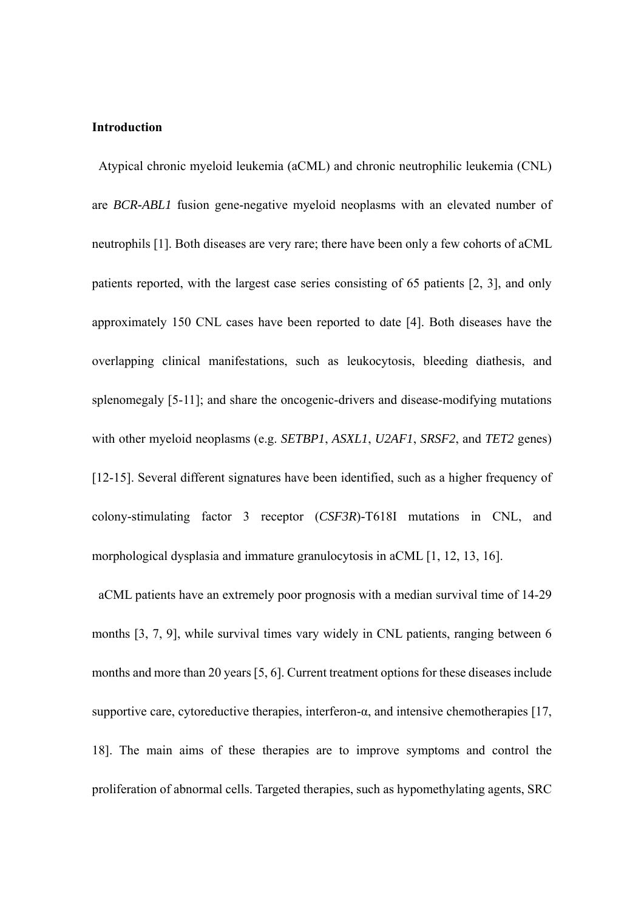## Introduction

Atypical chronic myeloid leukemia (aCML) and chronic neutrophilic leukemia (CNL) are *BCR-ABL1* fusion gene-negative myeloid neoplasms with an elevated number of neutrophils [1]. Both diseases are very rare; there have been only a few cohorts of aCML patients reported, with the largest case series consisting of 65 patients [2, 3], and only approximately 150 CNL cases have been reported to date [4]. Both diseases have the overlapping clinical manifestations, such as leukocytosis, bleeding diathesis, and splenomegaly [5-11]; and share the oncogenic-drivers and disease-modifying mutations with other myeloid neoplasms (e.g. *SETBP1*, *ASXL1*, *U2AF1*, *SRSF2*, and *TET2* genes) [12-15]. Several different signatures have been identified, such as a higher frequency of colony-stimulating factor 3 receptor (*CSF3R*)-T618I mutations in CNL, and morphological dysplasia and immature granulocytosis in aCML [1, 12, 13, 16].

aCML patients have an extremely poor prognosis with a median survival time of 14-29 months [3, 7, 9], while survival times vary widely in CNL patients, ranging between 6 months and more than 20 years [5, 6]. Current treatment options for these diseases include supportive care, cytoreductive therapies, interferon-α, and intensive chemotherapies [17, 18]. The main aims of these therapies are to improve symptoms and control the proliferation of abnormal cells. Targeted therapies, such as hypomethylating agents, SRC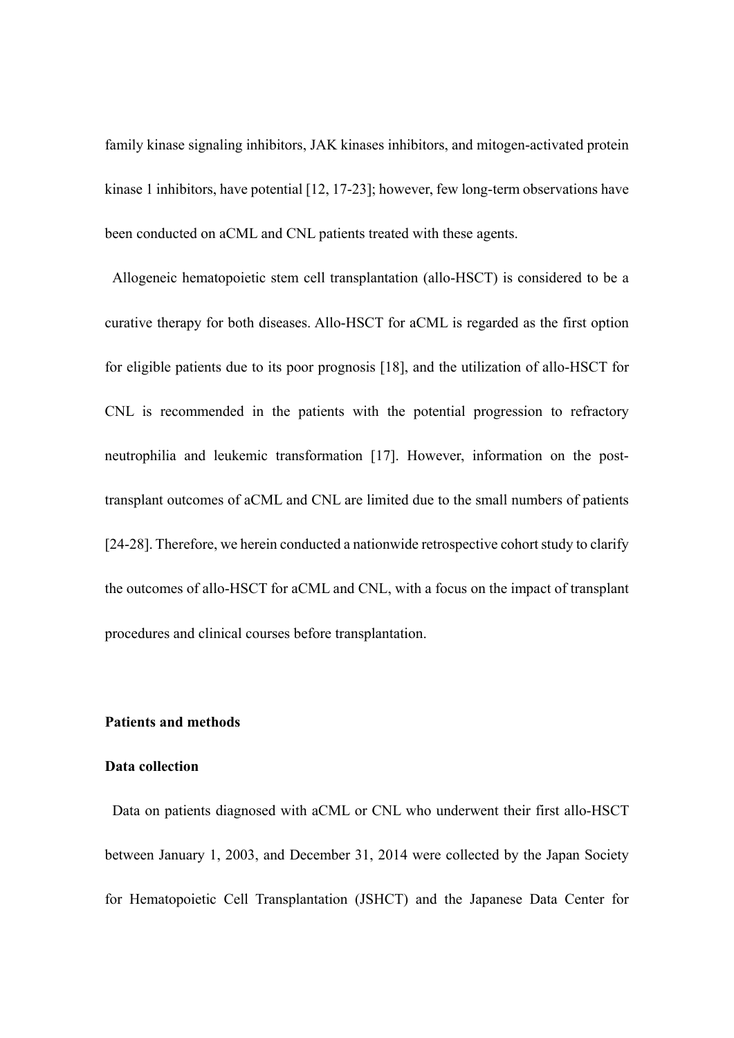family kinase signaling inhibitors, JAK kinases inhibitors, and mitogen-activated protein kinase 1 inhibitors, have potential [12, 17-23]; however, few long-term observations have been conducted on aCML and CNL patients treated with these agents.

Allogeneic hematopoietic stem cell transplantation (allo-HSCT) is considered to be a curative therapy for both diseases. Allo-HSCT for aCML is regarded as the first option for eligible patients due to its poor prognosis [18], and the utilization of allo-HSCT for CNL is recommended in the patients with the potential progression to refractory neutrophilia and leukemic transformation [17]. However, information on the post-transplant outcomes of aCML and CNL are limited due to the small numbers of patients [24-28]. Therefore, we herein conducted a nationwide retrospective cohort study to clarify the outcomes of allo-HSCT for aCML and CNL, with a focus on the impact of transplant procedures and clinical courses before transplantation.

## Patients and methods

### Data collection

Data on patients diagnosed with aCML or CNL who underwent their first allo-HSCT between January 1, 2003, and December 31, 2014 were collected by the Japan Society for Hematopoietic Cell Transplantation (JSHCT) and the Japanese Data Center for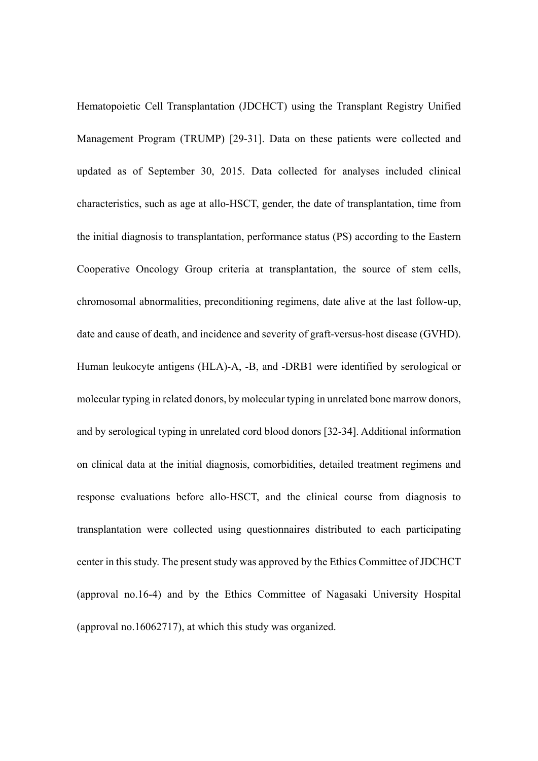Hematopoietic Cell Transplantation (JDCHCT) using the Transplant Registry Unified Management Program (TRUMP) [29-31]. Data on these patients were collected and updated as of September 30, 2015. Data collected for analyses included clinical characteristics, such as age at allo-HSCT, gender, the date of transplantation, time from the initial diagnosis to transplantation, performance status (PS) according to the Eastern Cooperative Oncology Group criteria at transplantation, the source of stem cells, chromosomal abnormalities, preconditioning regimens, date alive at the last follow-up, date and cause of death, and incidence and severity of graft-versus-host disease (GVHD). Human leukocyte antigens (HLA)-A, -B, and -DRB1 were identified by serological or molecular typing in related donors, by molecular typing in unrelated bone marrow donors, and by serological typing in unrelated cord blood donors [32-34]. Additional information on clinical data at the initial diagnosis, comorbidities, detailed treatment regimens and response evaluations before allo-HSCT, and the clinical course from diagnosis to transplantation were collected using questionnaires distributed to each participating center in this study. The present study was approved by the Ethics Committee of JDCHCT (approval no.16-4) and by the Ethics Committee of Nagasaki University Hospital (approval no.16062717), at which this study was organized.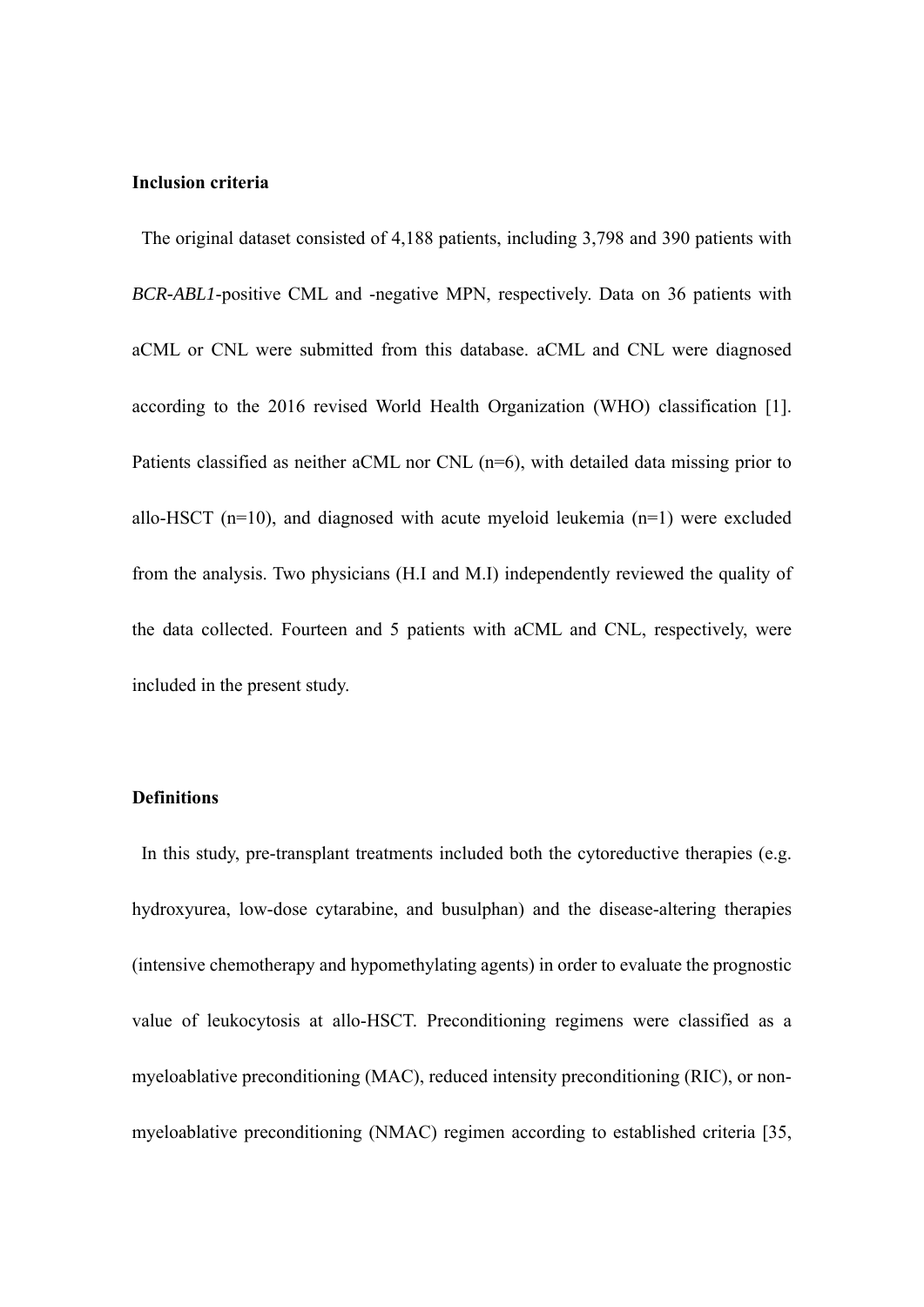**Inclusion criteria**

The original dataset consisted of 4,188 patients, including 3,798 and 390 patients with *BCR-ABL1*-positive CML and -negative MPN, respectively. Data on 36 patients with aCML or CNL were submitted from this database. aCML and CNL were diagnosed according to the 2016 revised World Health Organization (WHO) classification [1]. Patients classified as neither aCML nor CNL (n=6), with detailed data missing prior to allo-HSCT (n=10), and diagnosed with acute myeloid leukemia (n=1) were excluded from the analysis. Two physicians (H.I and M.I) independently reviewed the quality of the data collected. Fourteen and 5 patients with aCML and CNL, respectively, were included in the present study.

**Definitions**

In this study, pre-transplant treatments included both the cytoreductive therapies (e.g. hydroxyurea, low-dose cytarabine, and busulphan) and the disease-altering therapies (intensive chemotherapy and hypomethylating agents) in order to evaluate the prognostic value of leukocytosis at allo-HSCT. Preconditioning regimens were classified as a myeloablative preconditioning (MAC), reduced intensity preconditioning (RIC), or non-myeloablative preconditioning (NMAC) regimen according to established criteria [35,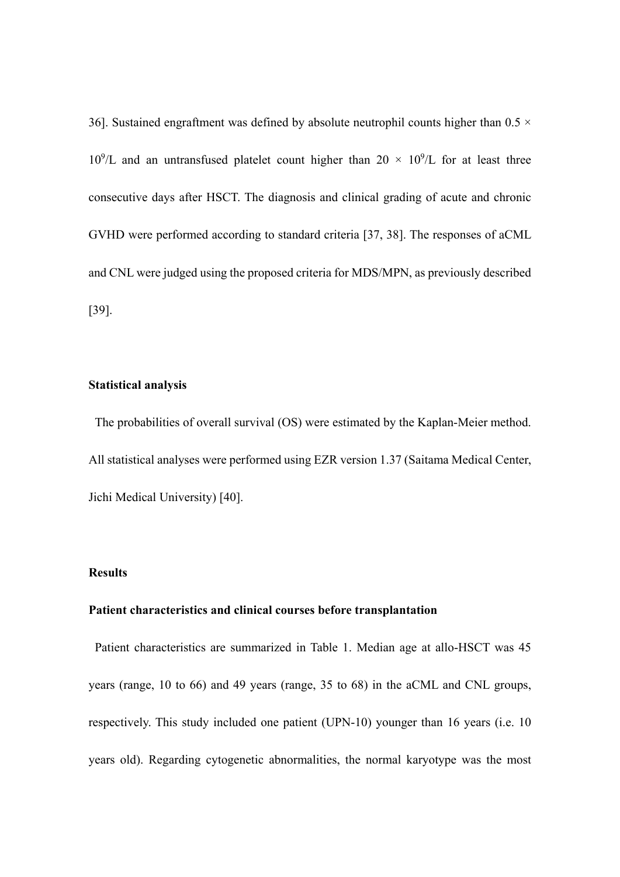36]. Sustained engraftment was defined by absolute neutrophil counts higher than $0.5 \times 10^9$/L and an untransfused platelet count higher than $20 \times 10^9$/L for at least three consecutive days after HSCT. The diagnosis and clinical grading of acute and chronic GVHD were performed according to standard criteria [37, 38]. The responses of aCML and CNL were judged using the proposed criteria for MDS/MPN, as previously described [39].

### Statistical analysis

The probabilities of overall survival (OS) were estimated by the Kaplan-Meier method. All statistical analyses were performed using EZR version 1.37 (Saitama Medical Center, Jichi Medical University) [40].

## Results

### Patient characteristics and clinical courses before transplantation

Patient characteristics are summarized in Table 1. Median age at allo-HSCT was 45 years (range, 10 to 66) and 49 years (range, 35 to 68) in the aCML and CNL groups, respectively. This study included one patient (UPN-10) younger than 16 years (i.e. 10 years old). Regarding cytogenetic abnormalities, the normal karyotype was the most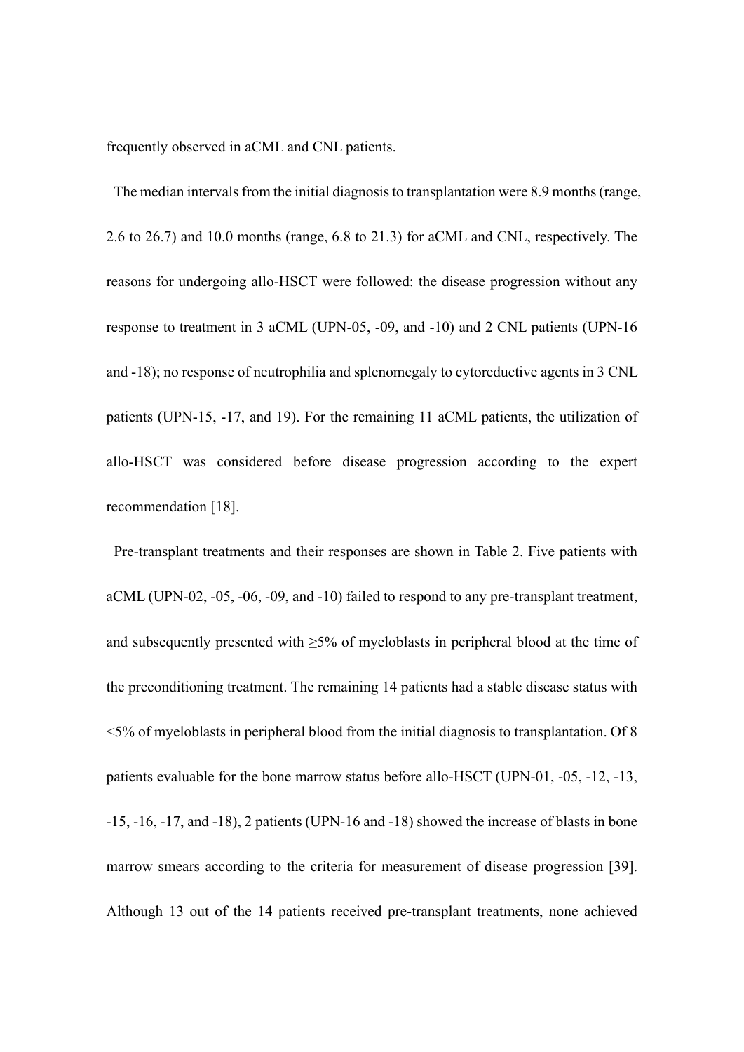frequently observed in aCML and CNL patients.

The median intervals from the initial diagnosis to transplantation were 8.9 months (range, 2.6 to 26.7) and 10.0 months (range, 6.8 to 21.3) for aCML and CNL, respectively. The reasons for undergoing allo-HSCT were followed: the disease progression without any response to treatment in 3 aCML (UPN-05, -09, and -10) and 2 CNL patients (UPN-16 and -18); no response of neutrophilia and splenomegaly to cytoreductive agents in 3 CNL patients (UPN-15, -17, and 19). For the remaining 11 aCML patients, the utilization of allo-HSCT was considered before disease progression according to the expert recommendation [18].

Pre-transplant treatments and their responses are shown in Table 2. Five patients with aCML (UPN-02, -05, -06, -09, and -10) failed to respond to any pre-transplant treatment, and subsequently presented with ≥5% of myeloblasts in peripheral blood at the time of the preconditioning treatment. The remaining 14 patients had a stable disease status with <5% of myeloblasts in peripheral blood from the initial diagnosis to transplantation. Of 8 patients evaluable for the bone marrow status before allo-HSCT (UPN-01, -05, -12, -13, -15, -16, -17, and -18), 2 patients (UPN-16 and -18) showed the increase of blasts in bone marrow smears according to the criteria for measurement of disease progression [39]. Although 13 out of the 14 patients received pre-transplant treatments, none achieved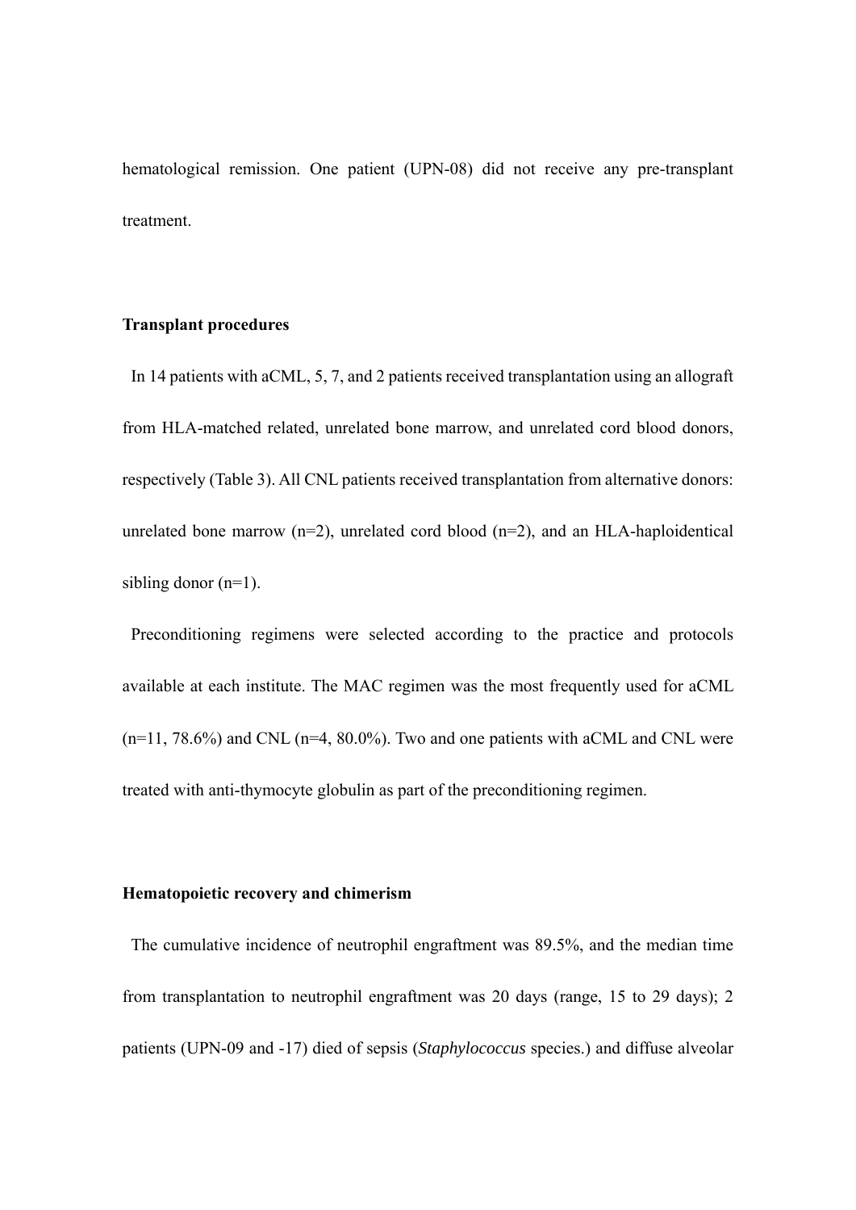hematological remission. One patient (UPN-08) did not receive any pre-transplant treatment.

**Transplant procedures**

In 14 patients with aCML, 5, 7, and 2 patients received transplantation using an allograft from HLA-matched related, unrelated bone marrow, and unrelated cord blood donors, respectively (Table 3). All CNL patients received transplantation from alternative donors: unrelated bone marrow (n=2), unrelated cord blood (n=2), and an HLA-haploidentical sibling donor (n=1).

Preconditioning regimens were selected according to the practice and protocols available at each institute. The MAC regimen was the most frequently used for aCML (n=11, 78.6%) and CNL (n=4, 80.0%). Two and one patients with aCML and CNL were treated with anti-thymocyte globulin as part of the preconditioning regimen.

**Hematopoietic recovery and chimerism**

The cumulative incidence of neutrophil engraftment was 89.5%, and the median time from transplantation to neutrophil engraftment was 20 days (range, 15 to 29 days); 2 patients (UPN-09 and -17) died of sepsis (*Staphylococcus* species.) and diffuse alveolar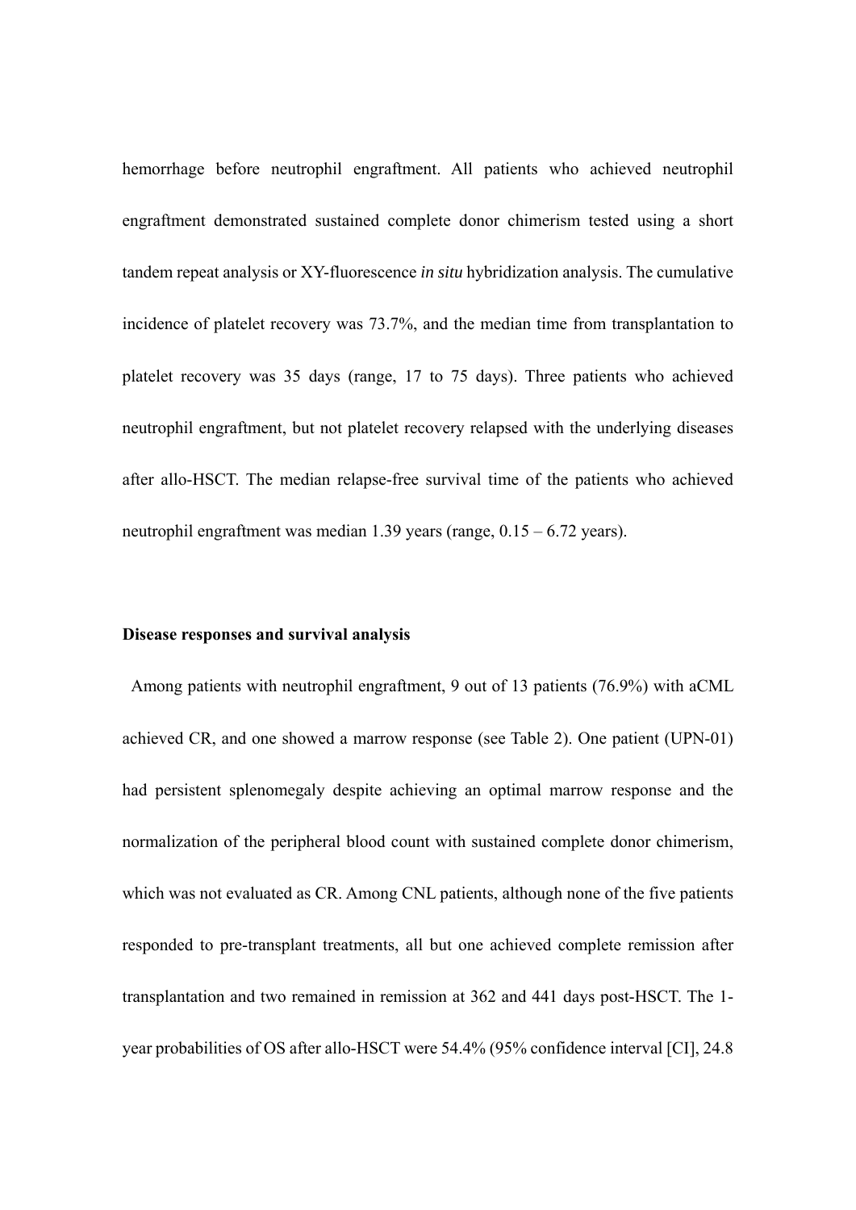hemorrhage before neutrophil engraftment. All patients who achieved neutrophil engraftment demonstrated sustained complete donor chimerism tested using a short tandem repeat analysis or XY-fluorescence *in situ* hybridization analysis. The cumulative incidence of platelet recovery was 73.7%, and the median time from transplantation to platelet recovery was 35 days (range, 17 to 75 days). Three patients who achieved neutrophil engraftment, but not platelet recovery relapsed with the underlying diseases after allo-HSCT. The median relapse-free survival time of the patients who achieved neutrophil engraftment was median 1.39 years (range, 0.15 – 6.72 years).

**Disease responses and survival analysis**

Among patients with neutrophil engraftment, 9 out of 13 patients (76.9%) with aCML achieved CR, and one showed a marrow response (see Table 2). One patient (UPN-01) had persistent splenomegaly despite achieving an optimal marrow response and the normalization of the peripheral blood count with sustained complete donor chimerism, which was not evaluated as CR. Among CNL patients, although none of the five patients responded to pre-transplant treatments, all but one achieved complete remission after transplantation and two remained in remission at 362 and 441 days post-HSCT. The 1-year probabilities of OS after allo-HSCT were 54.4% (95% confidence interval [CI], 24.8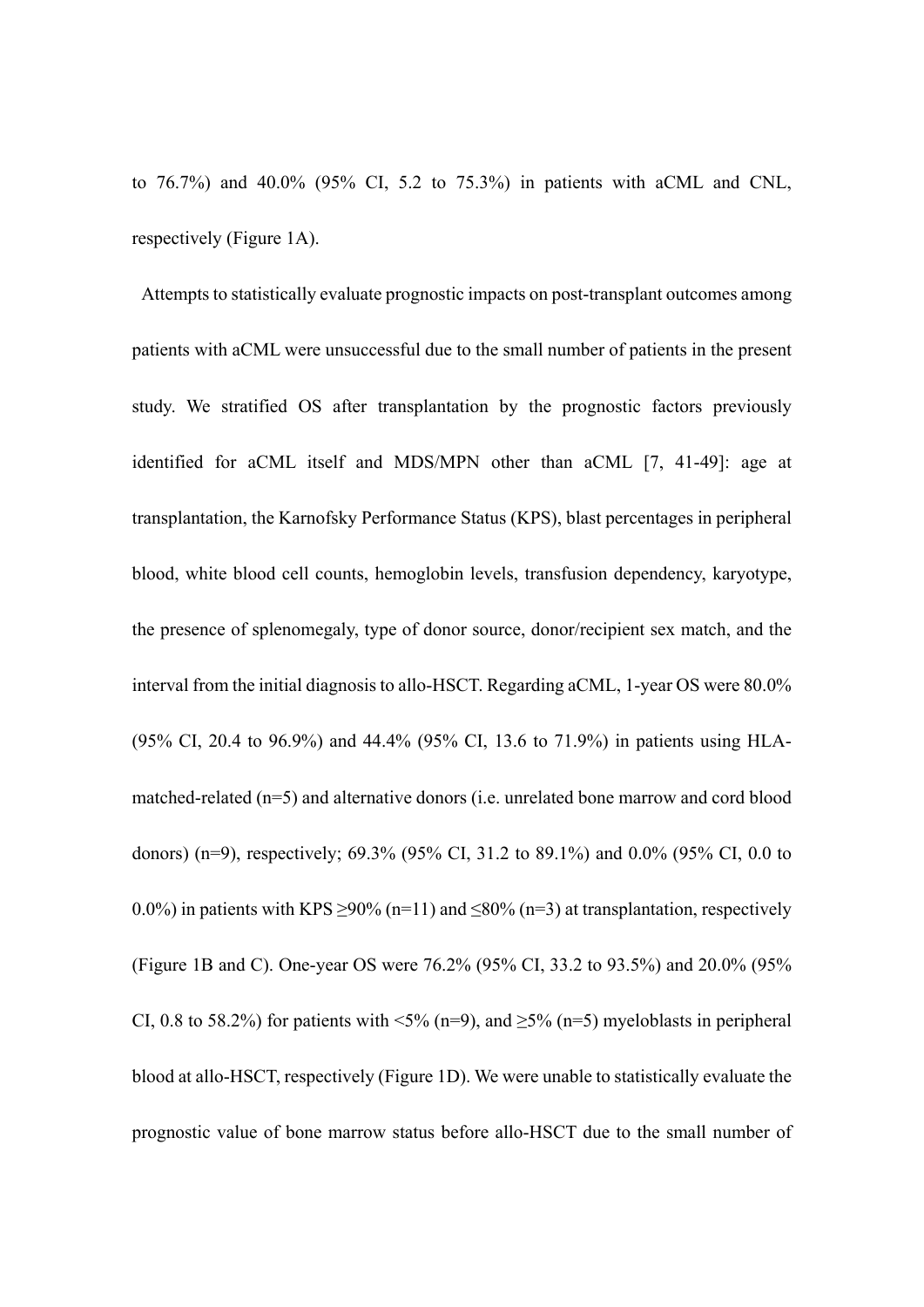to 76.7%) and 40.0% (95% CI, 5.2 to 75.3%) in patients with aCML and CNL, respectively (Figure 1A).

Attempts to statistically evaluate prognostic impacts on post-transplant outcomes among patients with aCML were unsuccessful due to the small number of patients in the present study. We stratified OS after transplantation by the prognostic factors previously identified for aCML itself and MDS/MPN other than aCML [7, 41-49]: age at transplantation, the Karnofsky Performance Status (KPS), blast percentages in peripheral blood, white blood cell counts, hemoglobin levels, transfusion dependency, karyotype, the presence of splenomegaly, type of donor source, donor/recipient sex match, and the interval from the initial diagnosis to allo-HSCT. Regarding aCML, 1-year OS were 80.0% (95% CI, 20.4 to 96.9%) and 44.4% (95% CI, 13.6 to 71.9%) in patients using HLA-matched-related (n=5) and alternative donors (i.e. unrelated bone marrow and cord blood donors) (n=9), respectively; 69.3% (95% CI, 31.2 to 89.1%) and 0.0% (95% CI, 0.0 to 0.0%) in patients with KPS ≥90% (n=11) and ≤80% (n=3) at transplantation, respectively (Figure 1B and C). One-year OS were 76.2% (95% CI, 33.2 to 93.5%) and 20.0% (95% CI, 0.8 to 58.2%) for patients with <5% (n=9), and ≥5% (n=5) myeloblasts in peripheral blood at allo-HSCT, respectively (Figure 1D). We were unable to statistically evaluate the prognostic value of bone marrow status before allo-HSCT due to the small number of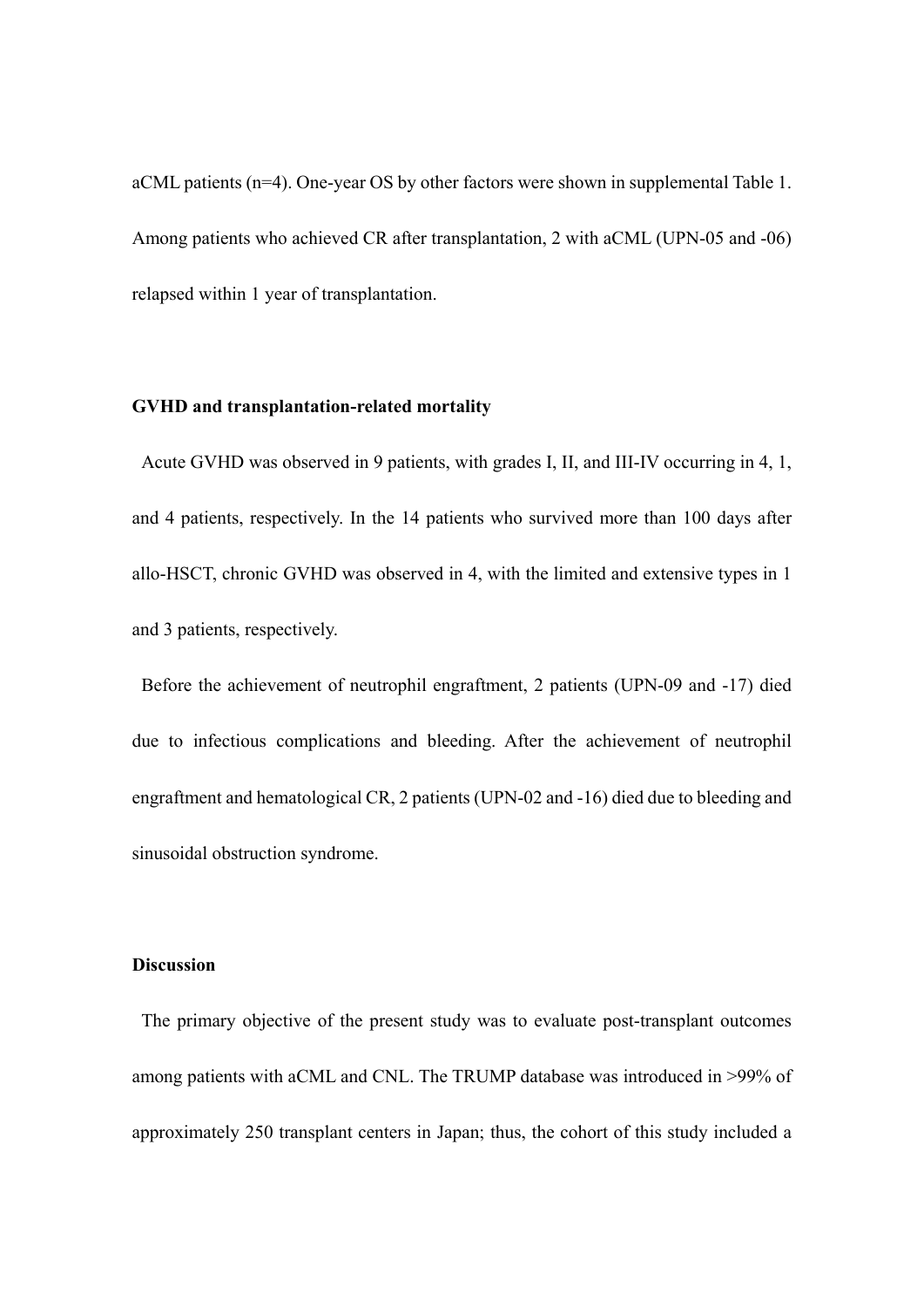aCML patients (n=4). One-year OS by other factors were shown in supplemental Table 1. Among patients who achieved CR after transplantation, 2 with aCML (UPN-05 and -06) relapsed within 1 year of transplantation.

**GVHD and transplantation-related mortality**

Acute GVHD was observed in 9 patients, with grades I, II, and III-IV occurring in 4, 1, and 4 patients, respectively. In the 14 patients who survived more than 100 days after allo-HSCT, chronic GVHD was observed in 4, with the limited and extensive types in 1 and 3 patients, respectively.

Before the achievement of neutrophil engraftment, 2 patients (UPN-09 and -17) died due to infectious complications and bleeding. After the achievement of neutrophil engraftment and hematological CR, 2 patients (UPN-02 and -16) died due to bleeding and sinusoidal obstruction syndrome.

## Discussion

The primary objective of the present study was to evaluate post-transplant outcomes among patients with aCML and CNL. The TRUMP database was introduced in >99% of approximately 250 transplant centers in Japan; thus, the cohort of this study included a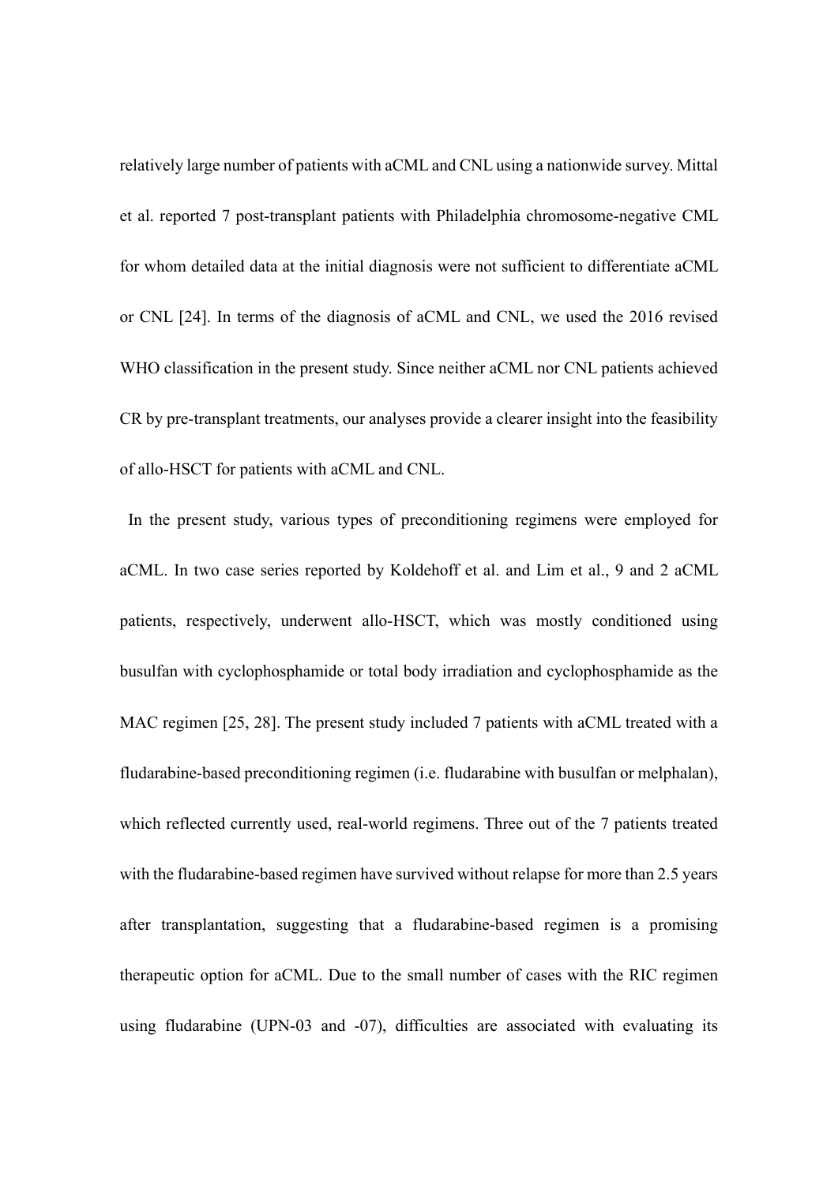relatively large number of patients with aCML and CNL using a nationwide survey. Mittal et al. reported 7 post-transplant patients with Philadelphia chromosome-negative CML for whom detailed data at the initial diagnosis were not sufficient to differentiate aCML or CNL [24]. In terms of the diagnosis of aCML and CNL, we used the 2016 revised WHO classification in the present study. Since neither aCML nor CNL patients achieved CR by pre-transplant treatments, our analyses provide a clearer insight into the feasibility of allo-HSCT for patients with aCML and CNL.

In the present study, various types of preconditioning regimens were employed for aCML. In two case series reported by Koldehoff et al. and Lim et al., 9 and 2 aCML patients, respectively, underwent allo-HSCT, which was mostly conditioned using busulfan with cyclophosphamide or total body irradiation and cyclophosphamide as the MAC regimen [25, 28]. The present study included 7 patients with aCML treated with a fludarabine-based preconditioning regimen (i.e. fludarabine with busulfan or melphalan), which reflected currently used, real-world regimens. Three out of the 7 patients treated with the fludarabine-based regimen have survived without relapse for more than 2.5 years after transplantation, suggesting that a fludarabine-based regimen is a promising therapeutic option for aCML. Due to the small number of cases with the RIC regimen using fludarabine (UPN-03 and -07), difficulties are associated with evaluating its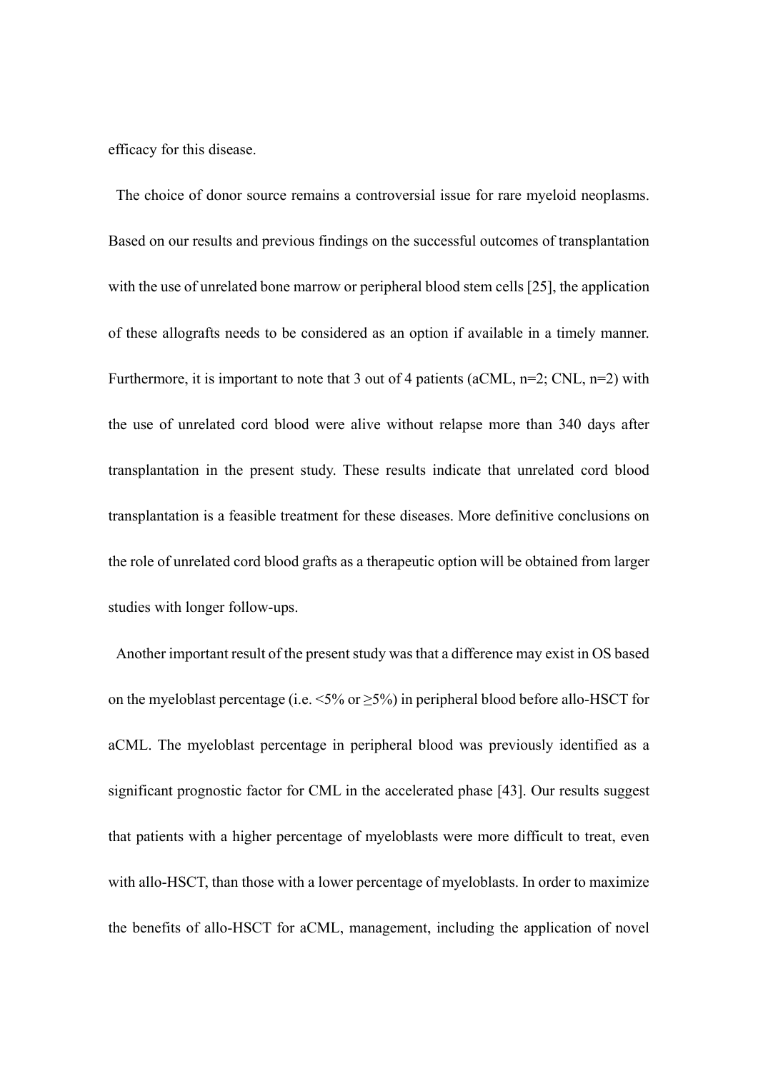efficacy for this disease.

The choice of donor source remains a controversial issue for rare myeloid neoplasms. Based on our results and previous findings on the successful outcomes of transplantation with the use of unrelated bone marrow or peripheral blood stem cells [25], the application of these allografts needs to be considered as an option if available in a timely manner. Furthermore, it is important to note that 3 out of 4 patients (aCML, n=2; CNL, n=2) with the use of unrelated cord blood were alive without relapse more than 340 days after transplantation in the present study. These results indicate that unrelated cord blood transplantation is a feasible treatment for these diseases. More definitive conclusions on the role of unrelated cord blood grafts as a therapeutic option will be obtained from larger studies with longer follow-ups.

Another important result of the present study was that a difference may exist in OS based on the myeloblast percentage (i.e. <5% or ≥5%) in peripheral blood before allo-HSCT for aCML. The myeloblast percentage in peripheral blood was previously identified as a significant prognostic factor for CML in the accelerated phase [43]. Our results suggest that patients with a higher percentage of myeloblasts were more difficult to treat, even with allo-HSCT, than those with a lower percentage of myeloblasts. In order to maximize the benefits of allo-HSCT for aCML, management, including the application of novel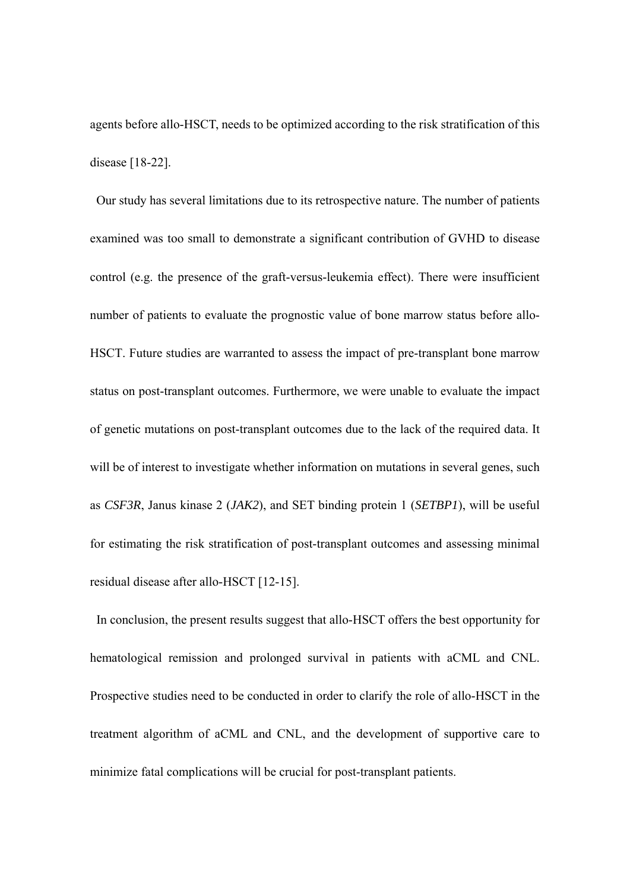agents before allo-HSCT, needs to be optimized according to the risk stratification of this disease [18-22].

Our study has several limitations due to its retrospective nature. The number of patients examined was too small to demonstrate a significant contribution of GVHD to disease control (e.g. the presence of the graft-versus-leukemia effect). There were insufficient number of patients to evaluate the prognostic value of bone marrow status before allo-HSCT. Future studies are warranted to assess the impact of pre-transplant bone marrow status on post-transplant outcomes. Furthermore, we were unable to evaluate the impact of genetic mutations on post-transplant outcomes due to the lack of the required data. It will be of interest to investigate whether information on mutations in several genes, such as *CSF3R*, Janus kinase 2 (*JAK2*), and SET binding protein 1 (*SETBP1*), will be useful for estimating the risk stratification of post-transplant outcomes and assessing minimal residual disease after allo-HSCT [12-15].

In conclusion, the present results suggest that allo-HSCT offers the best opportunity for hematological remission and prolonged survival in patients with aCML and CNL. Prospective studies need to be conducted in order to clarify the role of allo-HSCT in the treatment algorithm of aCML and CNL, and the development of supportive care to minimize fatal complications will be crucial for post-transplant patients.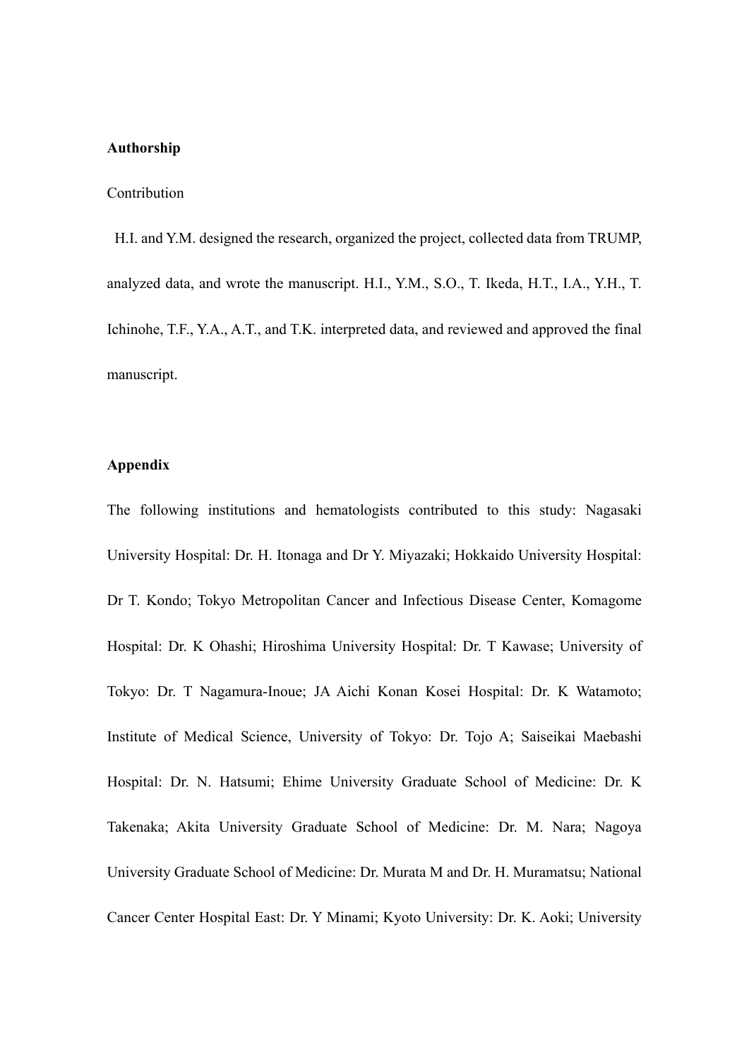**Authorship**

Contribution

H.I. and Y.M. designed the research, organized the project, collected data from TRUMP, analyzed data, and wrote the manuscript. H.I., Y.M., S.O., T. Ikeda, H.T., I.A., Y.H., T. Ichinohe, T.F., Y.A., A.T., and T.K. interpreted data, and reviewed and approved the final manuscript.

**Appendix**

The following institutions and hematologists contributed to this study: Nagasaki University Hospital: Dr. H. Itonaga and Dr Y. Miyazaki; Hokkaido University Hospital: Dr T. Kondo; Tokyo Metropolitan Cancer and Infectious Disease Center, Komagome Hospital: Dr. K Ohashi; Hiroshima University Hospital: Dr. T Kawase; University of Tokyo: Dr. T Nagamura-Inoue; JA Aichi Konan Kosei Hospital: Dr. K Watamoto; Institute of Medical Science, University of Tokyo: Dr. Tojo A; Saiseikai Maebashi Hospital: Dr. N. Hatsumi; Ehime University Graduate School of Medicine: Dr. K Takenaka; Akita University Graduate School of Medicine: Dr. M. Nara; Nagoya University Graduate School of Medicine: Dr. Murata M and Dr. H. Muramatsu; National Cancer Center Hospital East: Dr. Y Minami; Kyoto University: Dr. K. Aoki; University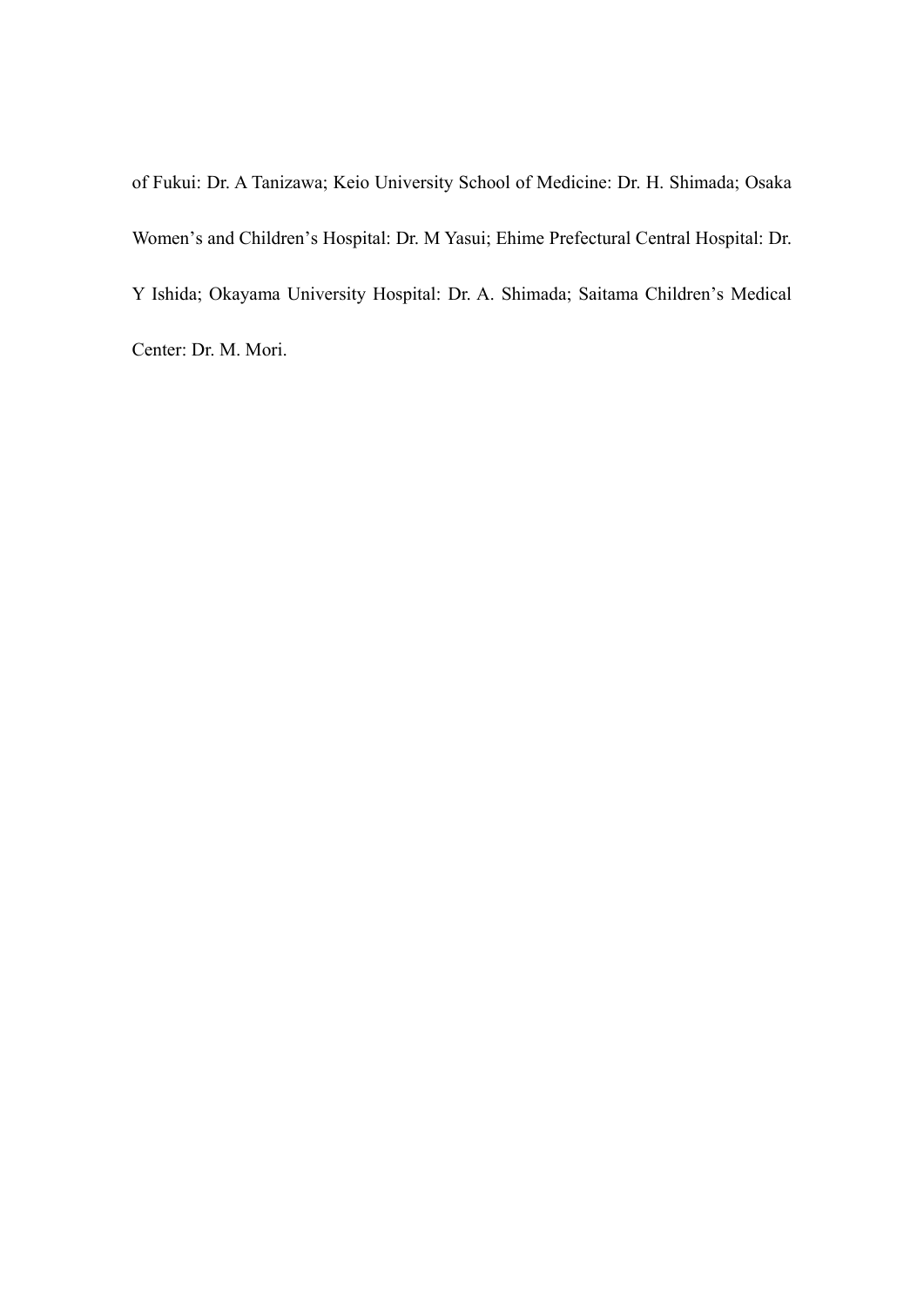of Fukui: Dr. A Tanizawa; Keio University School of Medicine: Dr. H. Shimada; Osaka Women's and Children's Hospital: Dr. M Yasui; Ehime Prefectural Central Hospital: Dr. Y Ishida; Okayama University Hospital: Dr. A. Shimada; Saitama Children's Medical Center: Dr. M. Mori.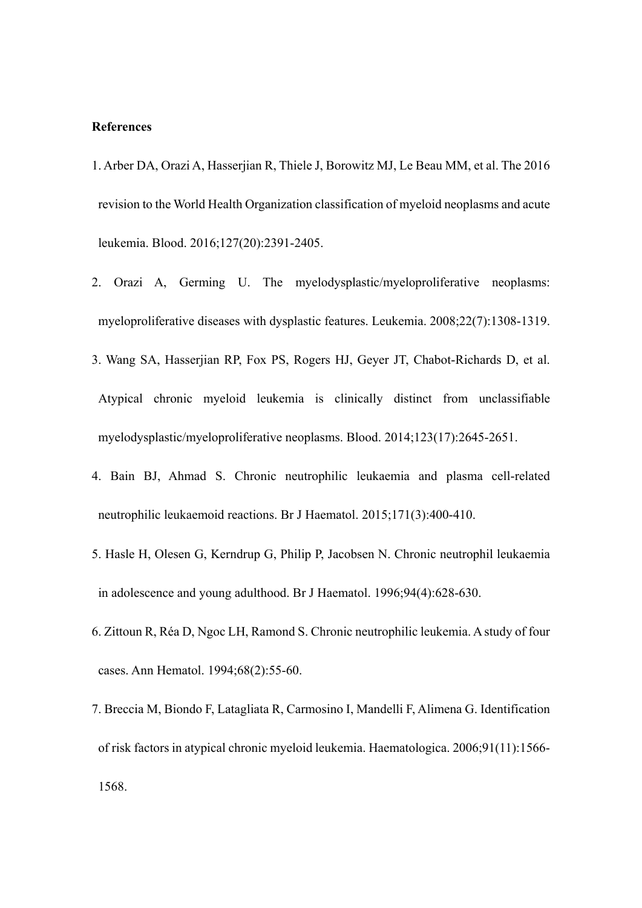**References**

1. Arber DA, Orazi A, Hasserjian R, Thiele J, Borowitz MJ, Le Beau MM, et al. The 2016 revision to the World Health Organization classification of myeloid neoplasms and acute leukemia. Blood. 2016;127(20):2391-2405.
2. Orazi A, Germing U. The myelodysplastic/myeloproliferative neoplasms: myeloproliferative diseases with dysplastic features. Leukemia. 2008;22(7):1308-1319.
3. Wang SA, Hasserjian RP, Fox PS, Rogers HJ, Geyer JT, Chabot-Richards D, et al. Atypical chronic myeloid leukemia is clinically distinct from unclassifiable myelodysplastic/myeloproliferative neoplasms. Blood. 2014;123(17):2645-2651.
4. Bain BJ, Ahmad S. Chronic neutrophilic leukaemia and plasma cell-related neutrophilic leukaemoid reactions. Br J Haematol. 2015;171(3):400-410.
5. Hasle H, Olesen G, Kerndrup G, Philip P, Jacobsen N. Chronic neutrophil leukaemia in adolescence and young adulthood. Br J Haematol. 1996;94(4):628-630.
6. Zittoun R, Réa D, Ngoc LH, Ramond S. Chronic neutrophilic leukemia. A study of four cases. Ann Hematol. 1994;68(2):55-60.
7. Breccia M, Biondo F, Latagliata R, Carmosino I, Mandelli F, Alimena G. Identification of risk factors in atypical chronic myeloid leukemia. Haematologica. 2006;91(11):1566-1568.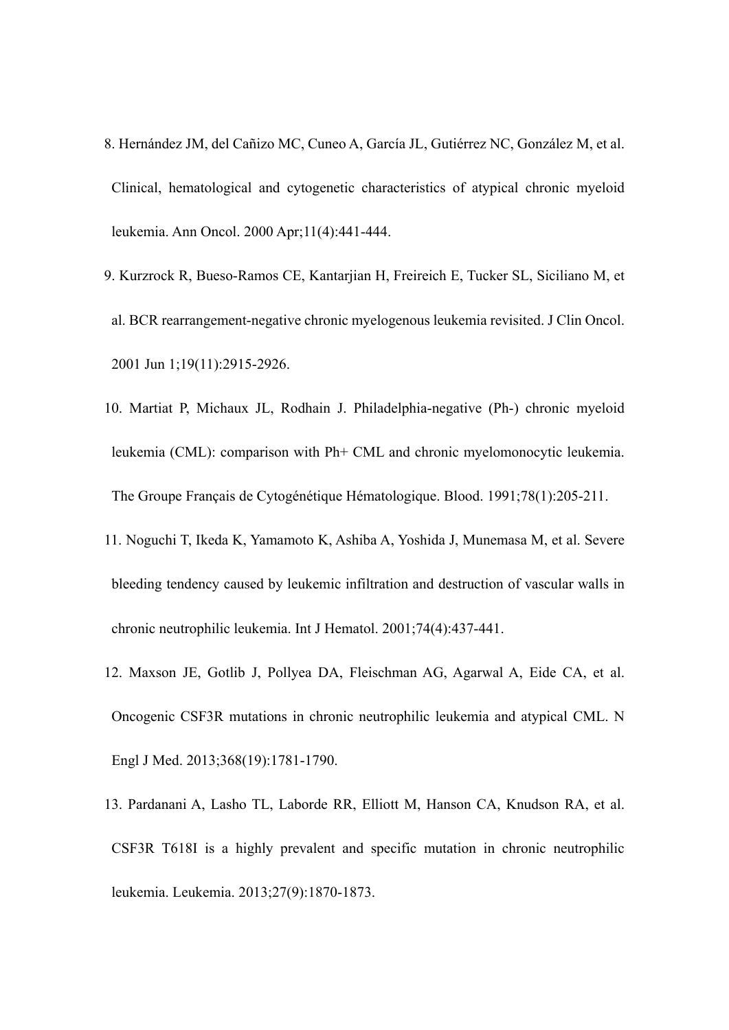8. Hernández JM, del Cañizo MC, Cuneo A, García JL, Gutiérrez NC, González M, et al. Clinical, hematological and cytogenetic characteristics of atypical chronic myeloid leukemia. Ann Oncol. 2000 Apr;11(4):441-444.
9. Kurzrock R, Bueso-Ramos CE, Kantarjian H, Freireich E, Tucker SL, Siciliano M, et al. BCR rearrangement-negative chronic myelogenous leukemia revisited. J Clin Oncol. 2001 Jun 1;19(11):2915-2926.
10. Martiat P, Michaux JL, Rodhain J. Philadelphia-negative (Ph-) chronic myeloid leukemia (CML): comparison with Ph+ CML and chronic myelomonocytic leukemia. The Groupe Français de Cytogénétique Hématologique. Blood. 1991;78(1):205-211.
11. Noguchi T, Ikeda K, Yamamoto K, Ashiba A, Yoshida J, Munemasa M, et al. Severe bleeding tendency caused by leukemic infiltration and destruction of vascular walls in chronic neutrophilic leukemia. Int J Hematol. 2001;74(4):437-441.
12. Maxson JE, Gotlib J, Pollyea DA, Fleischman AG, Agarwal A, Eide CA, et al. Oncogenic CSF3R mutations in chronic neutrophilic leukemia and atypical CML. N Engl J Med. 2013;368(19):1781-1790.
13. Pardanani A, Lasho TL, Laborde RR, Elliott M, Hanson CA, Knudson RA, et al. CSF3R T618I is a highly prevalent and specific mutation in chronic neutrophilic leukemia. Leukemia. 2013;27(9):1870-1873.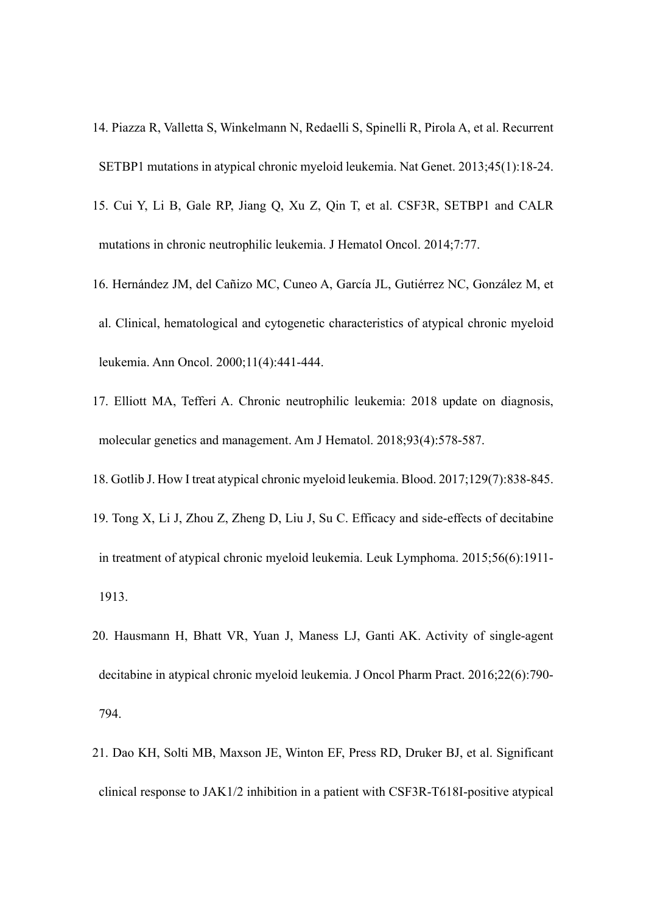14. Piazza R, Valletta S, Winkelmann N, Redaelli S, Spinelli R, Pirola A, et al. Recurrent SETBP1 mutations in atypical chronic myeloid leukemia. Nat Genet. 2013;45(1):18-24.
15. Cui Y, Li B, Gale RP, Jiang Q, Xu Z, Qin T, et al. CSF3R, SETBP1 and CALR mutations in chronic neutrophilic leukemia. J Hematol Oncol. 2014;7:77.
16. Hernández JM, del Cañizo MC, Cuneo A, García JL, Gutiérrez NC, González M, et al. Clinical, hematological and cytogenetic characteristics of atypical chronic myeloid leukemia. Ann Oncol. 2000;11(4):441-444.
17. Elliott MA, Tefferi A. Chronic neutrophilic leukemia: 2018 update on diagnosis, molecular genetics and management. Am J Hematol. 2018;93(4):578-587.
18. Gotlib J. How I treat atypical chronic myeloid leukemia. Blood. 2017;129(7):838-845.
19. Tong X, Li J, Zhou Z, Zheng D, Liu J, Su C. Efficacy and side-effects of decitabine in treatment of atypical chronic myeloid leukemia. Leuk Lymphoma. 2015;56(6):1911-1913.
20. Hausmann H, Bhatt VR, Yuan J, Maness LJ, Ganti AK. Activity of single-agent decitabine in atypical chronic myeloid leukemia. J Oncol Pharm Pract. 2016;22(6):790-794.
21. Dao KH, Solti MB, Maxson JE, Winton EF, Press RD, Druker BJ, et al. Significant clinical response to JAK1/2 inhibition in a patient with CSF3R-T618I-positive atypical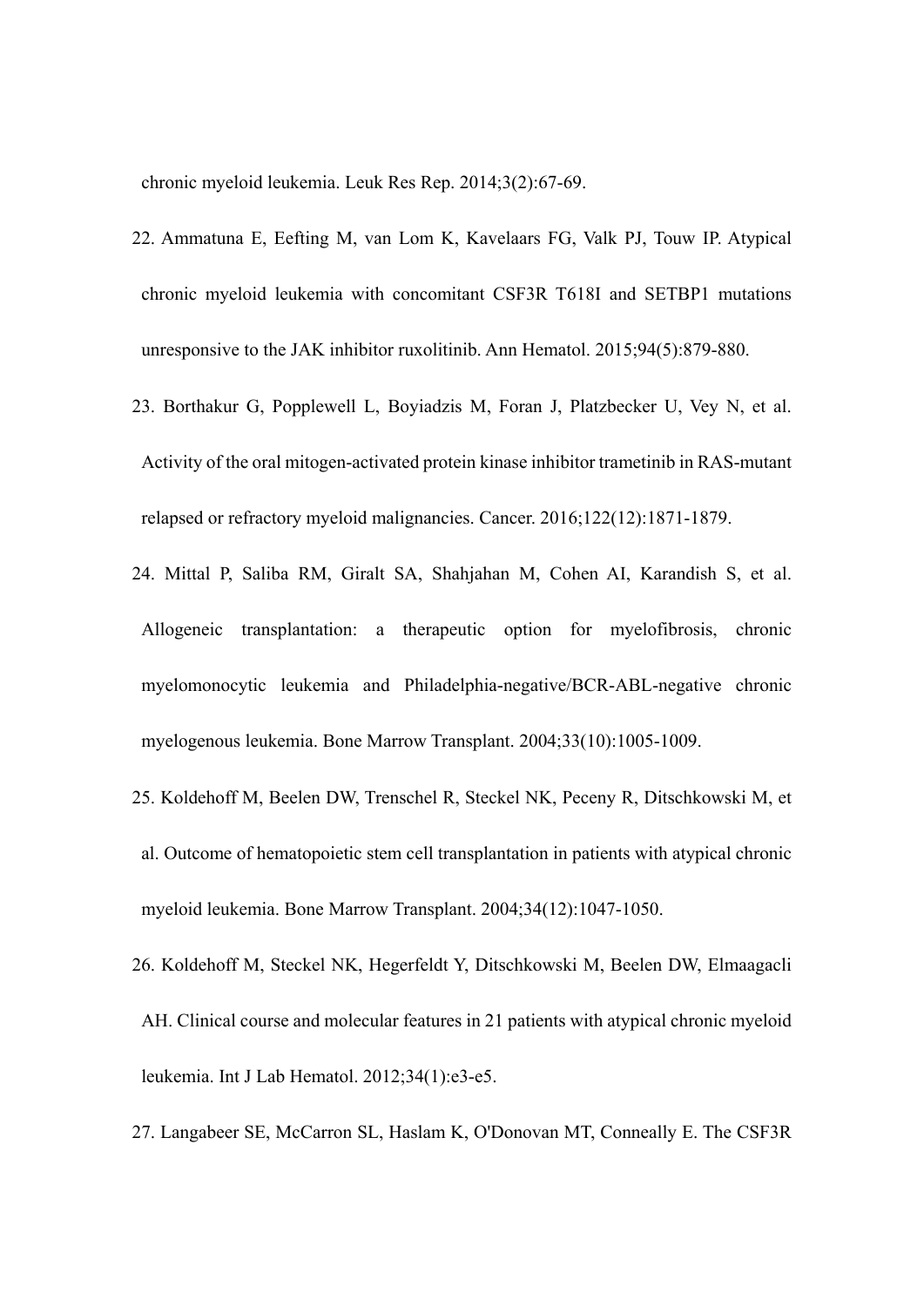chronic myeloid leukemia. Leuk Res Rep. 2014;3(2):67-69.

22. Ammatuna E, Eefting M, van Lom K, Kavelaars FG, Valk PJ, Touw IP. Atypical chronic myeloid leukemia with concomitant CSF3R T618I and SETBP1 mutations unresponsive to the JAK inhibitor ruxolitinib. Ann Hematol. 2015;94(5):879-880.
23. Borthakur G, Popplewell L, Boyiadzis M, Foran J, Platzbecker U, Vey N, et al. Activity of the oral mitogen-activated protein kinase inhibitor trametinib in RAS-mutant relapsed or refractory myeloid malignancies. Cancer. 2016;122(12):1871-1879.
24. Mittal P, Saliba RM, Giralt SA, Shahjahan M, Cohen AI, Karandish S, et al. Allogeneic transplantation: a therapeutic option for myelofibrosis, chronic myelomonocytic leukemia and Philadelphia-negative/BCR-ABL-negative chronic myelogenous leukemia. Bone Marrow Transplant. 2004;33(10):1005-1009.
25. Koldehoff M, Beelen DW, Trenschel R, Steckel NK, Peceny R, Ditschkowski M, et al. Outcome of hematopoietic stem cell transplantation in patients with atypical chronic myeloid leukemia. Bone Marrow Transplant. 2004;34(12):1047-1050.
26. Koldehoff M, Steckel NK, Hegerfeldt Y, Ditschkowski M, Beelen DW, Elmaagacli AH. Clinical course and molecular features in 21 patients with atypical chronic myeloid leukemia. Int J Lab Hematol. 2012;34(1):e3-e5.
27. Langabeer SE, McCarron SL, Haslam K, O'Donovan MT, Conneally E. The CSF3R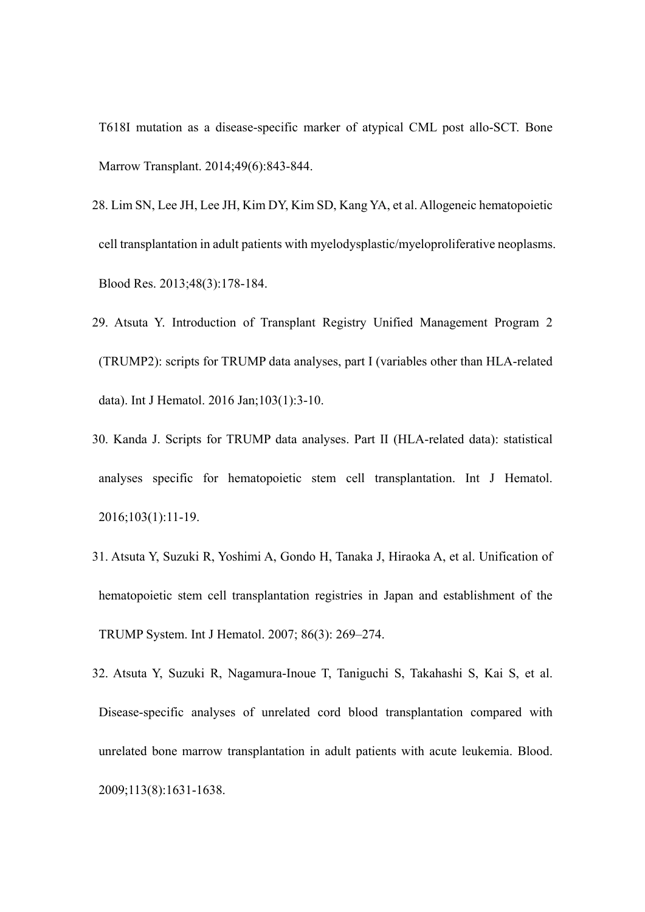T618I mutation as a disease-specific marker of atypical CML post allo-SCT. Bone Marrow Transplant. 2014;49(6):843-844.

28. Lim SN, Lee JH, Lee JH, Kim DY, Kim SD, Kang YA, et al. Allogeneic hematopoietic cell transplantation in adult patients with myelodysplastic/myeloproliferative neoplasms. Blood Res. 2013;48(3):178-184.

29. Atsuta Y. Introduction of Transplant Registry Unified Management Program 2 (TRUMP2): scripts for TRUMP data analyses, part I (variables other than HLA-related data). Int J Hematol. 2016 Jan;103(1):3-10.

30. Kanda J. Scripts for TRUMP data analyses. Part II (HLA-related data): statistical analyses specific for hematopoietic stem cell transplantation. Int J Hematol. 2016;103(1):11-19.

31. Atsuta Y, Suzuki R, Yoshimi A, Gondo H, Tanaka J, Hiraoka A, et al. Unification of hematopoietic stem cell transplantation registries in Japan and establishment of the TRUMP System. Int J Hematol. 2007; 86(3): 269–274.

32. Atsuta Y, Suzuki R, Nagamura-Inoue T, Taniguchi S, Takahashi S, Kai S, et al. Disease-specific analyses of unrelated cord blood transplantation compared with unrelated bone marrow transplantation in adult patients with acute leukemia. Blood. 2009;113(8):1631-1638.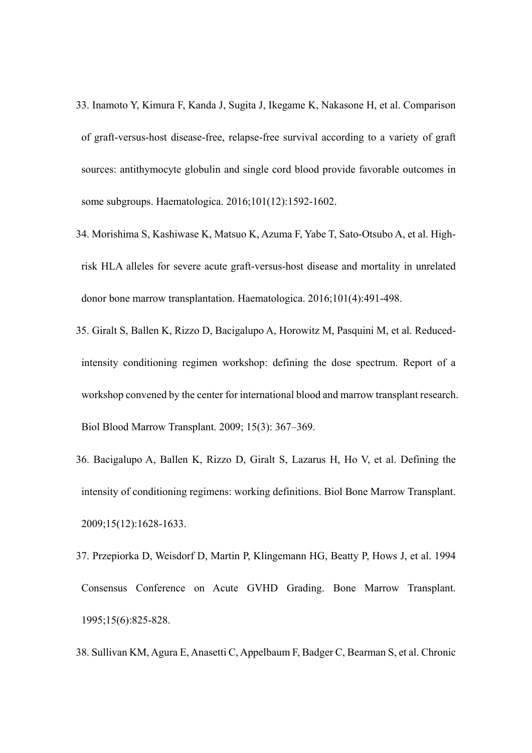33. Inamoto Y, Kimura F, Kanda J, Sugita J, Ikegame K, Nakasone H, et al. Comparison of graft-versus-host disease-free, relapse-free survival according to a variety of graft sources: antithymocyte globulin and single cord blood provide favorable outcomes in some subgroups. Haematologica. 2016;101(12):1592-1602.

34. Morishima S, Kashiwase K, Matsuo K, Azuma F, Yabe T, Sato-Otsubo A, et al. High-risk HLA alleles for severe acute graft-versus-host disease and mortality in unrelated donor bone marrow transplantation. Haematologica. 2016;101(4):491-498.

35. Giralt S, Ballen K, Rizzo D, Bacigalupo A, Horowitz M, Pasquini M, et al. Reduced-intensity conditioning regimen workshop: defining the dose spectrum. Report of a workshop convened by the center for international blood and marrow transplant research. Biol Blood Marrow Transplant. 2009; 15(3): 367–369.

36. Bacigalupo A, Ballen K, Rizzo D, Giralt S, Lazarus H, Ho V, et al. Defining the intensity of conditioning regimens: working definitions. Biol Bone Marrow Transplant. 2009;15(12):1628-1633.

37. Przepiorka D, Weisdorf D, Martin P, Klingemann HG, Beatty P, Hows J, et al. 1994 Consensus Conference on Acute GVHD Grading. Bone Marrow Transplant. 1995;15(6):825-828.

38. Sullivan KM, Agura E, Anasetti C, Appelbaum F, Badger C, Bearman S, et al. Chronic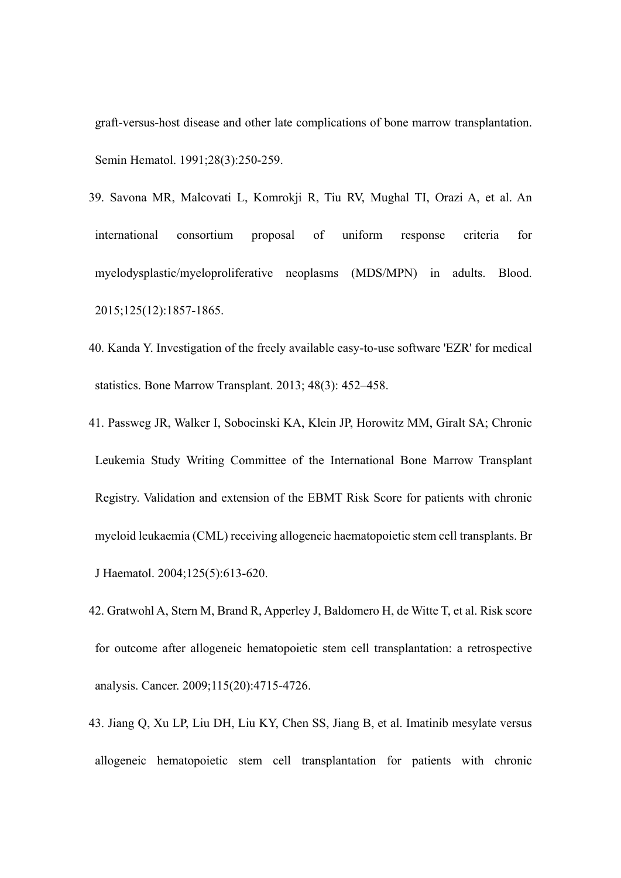graft-versus-host disease and other late complications of bone marrow transplantation. Semin Hematol. 1991;28(3):250-259.

39. Savona MR, Malcovati L, Komrokji R, Tiu RV, Mughal TI, Orazi A, et al. An international consortium proposal of uniform response criteria for myelodysplastic/myeloproliferative neoplasms (MDS/MPN) in adults. Blood. 2015;125(12):1857-1865.

40. Kanda Y. Investigation of the freely available easy-to-use software 'EZR' for medical statistics. Bone Marrow Transplant. 2013; 48(3): 452–458.

41. Passweg JR, Walker I, Sobocinski KA, Klein JP, Horowitz MM, Giralt SA; Chronic Leukemia Study Writing Committee of the International Bone Marrow Transplant Registry. Validation and extension of the EBMT Risk Score for patients with chronic myeloid leukaemia (CML) receiving allogeneic haematopoietic stem cell transplants. Br J Haematol. 2004;125(5):613-620.

42. Gratwohl A, Stern M, Brand R, Apperley J, Baldomero H, de Witte T, et al. Risk score for outcome after allogeneic hematopoietic stem cell transplantation: a retrospective analysis. Cancer. 2009;115(20):4715-4726.

43. Jiang Q, Xu LP, Liu DH, Liu KY, Chen SS, Jiang B, et al. Imatinib mesylate versus allogeneic hematopoietic stem cell transplantation for patients with chronic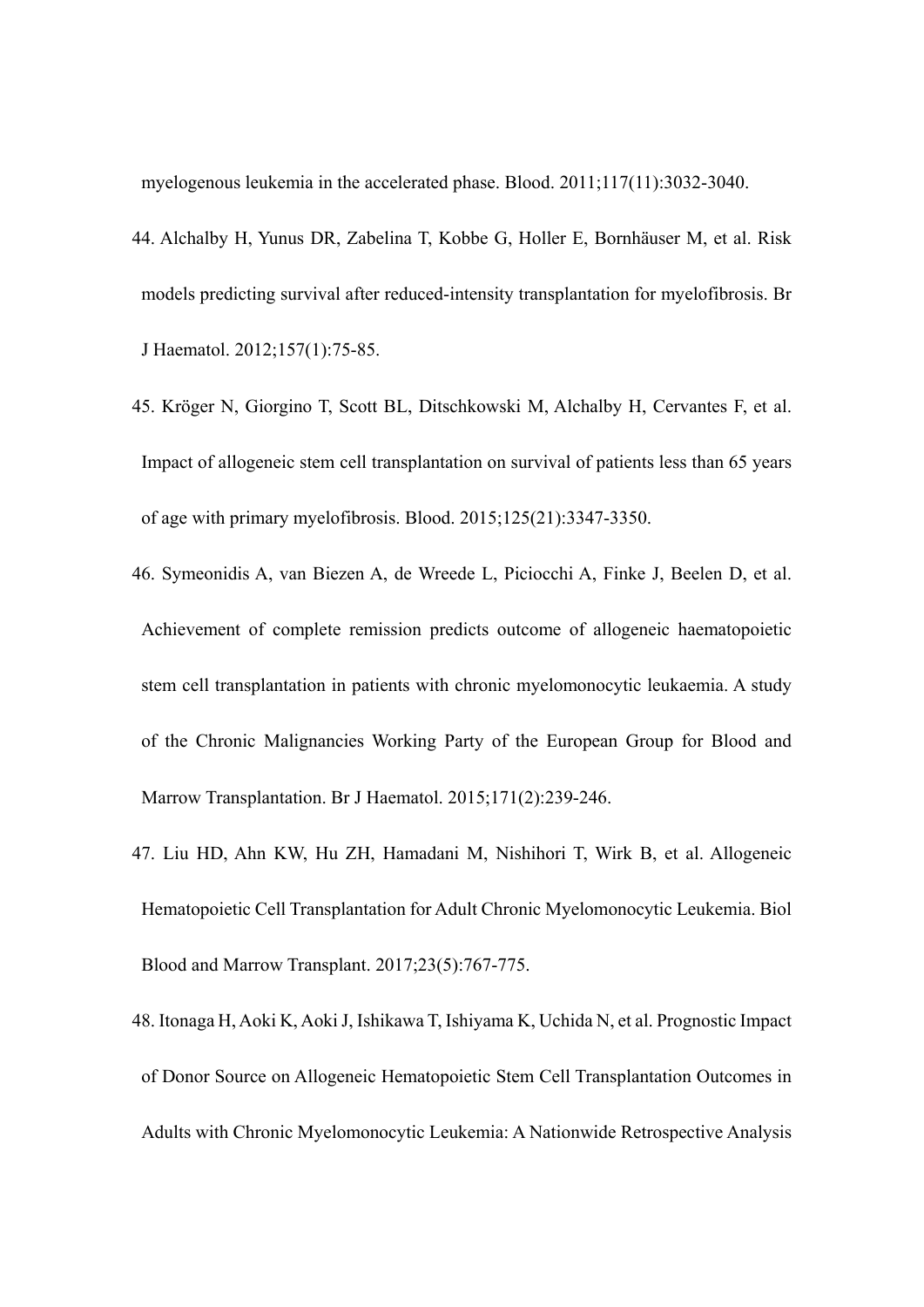myelogenous leukemia in the accelerated phase. Blood. 2011;117(11):3032-3040.

44. Alchalby H, Yunus DR, Zabelina T, Kobbe G, Holler E, Bornhäuser M, et al. Risk models predicting survival after reduced-intensity transplantation for myelofibrosis. Br J Haematol. 2012;157(1):75-85.

45. Kröger N, Giorgino T, Scott BL, Ditschkowski M, Alchalby H, Cervantes F, et al. Impact of allogeneic stem cell transplantation on survival of patients less than 65 years of age with primary myelofibrosis. Blood. 2015;125(21):3347-3350.

46. Symeonidis A, van Biezen A, de Wreede L, Piciocchi A, Finke J, Beelen D, et al. Achievement of complete remission predicts outcome of allogeneic haematopoietic stem cell transplantation in patients with chronic myelomonocytic leukaemia. A study of the Chronic Malignancies Working Party of the European Group for Blood and Marrow Transplantation. Br J Haematol. 2015;171(2):239-246.

47. Liu HD, Ahn KW, Hu ZH, Hamadani M, Nishihori T, Wirk B, et al. Allogeneic Hematopoietic Cell Transplantation for Adult Chronic Myelomonocytic Leukemia. Biol Blood and Marrow Transplant. 2017;23(5):767-775.

48. Itonaga H, Aoki K, Aoki J, Ishikawa T, Ishiyama K, Uchida N, et al. Prognostic Impact of Donor Source on Allogeneic Hematopoietic Stem Cell Transplantation Outcomes in Adults with Chronic Myelomonocytic Leukemia: A Nationwide Retrospective Analysis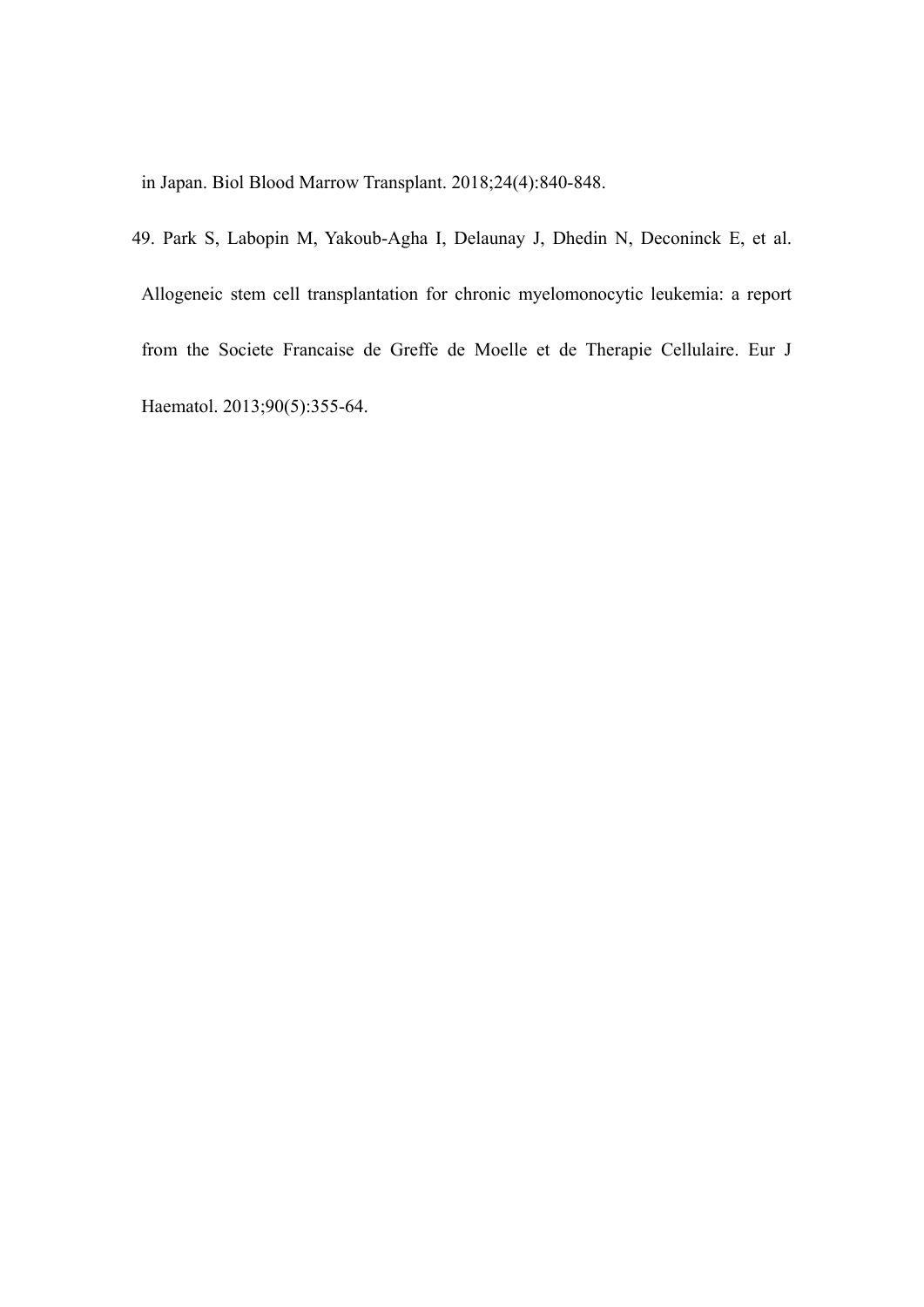in Japan. Biol Blood Marrow Transplant. 2018;24(4):840-848.

49. Park S, Labopin M, Yakoub-Agha I, Delaunay J, Dhedin N, Deconinck E, et al. Allogeneic stem cell transplantation for chronic myelomonocytic leukemia: a report from the Societe Francaise de Greffe de Moelle et de Therapie Cellulaire. Eur J Haematol. 2013;90(5):355-64.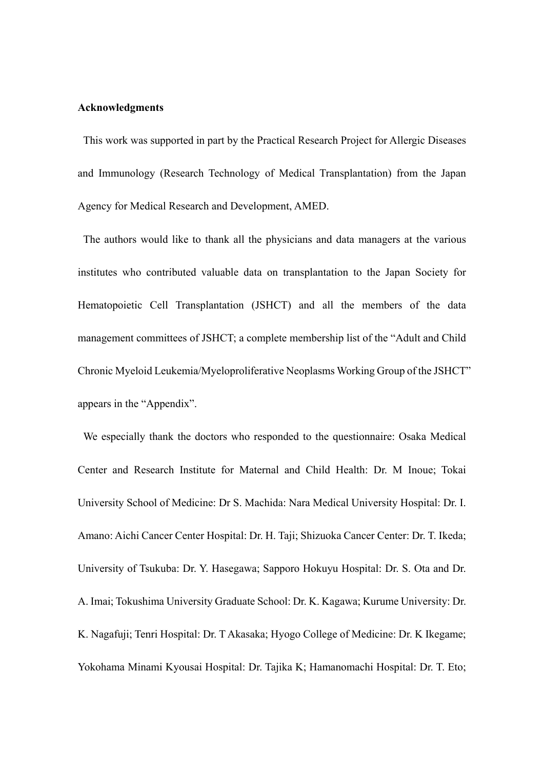**Acknowledgments**

This work was supported in part by the Practical Research Project for Allergic Diseases and Immunology (Research Technology of Medical Transplantation) from the Japan Agency for Medical Research and Development, AMED.

The authors would like to thank all the physicians and data managers at the various institutes who contributed valuable data on transplantation to the Japan Society for Hematopoietic Cell Transplantation (JSHCT) and all the members of the data management committees of JSHCT; a complete membership list of the "Adult and Child Chronic Myeloid Leukemia/Myeloproliferative Neoplasms Working Group of the JSHCT" appears in the "Appendix".

We especially thank the doctors who responded to the questionnaire: Osaka Medical Center and Research Institute for Maternal and Child Health: Dr. M Inoue; Tokai University School of Medicine: Dr S. Machida: Nara Medical University Hospital: Dr. I. Amano: Aichi Cancer Center Hospital: Dr. H. Taji; Shizuoka Cancer Center: Dr. T. Ikeda; University of Tsukuba: Dr. Y. Hasegawa; Sapporo Hokuyu Hospital: Dr. S. Ota and Dr. A. Imai; Tokushima University Graduate School: Dr. K. Kagawa; Kurume University: Dr. K. Nagafuji; Tenri Hospital: Dr. T Akasaka; Hyogo College of Medicine: Dr. K Ikegame; Yokohama Minami Kyousai Hospital: Dr. Tajika K; Hamanomachi Hospital: Dr. T. Eto;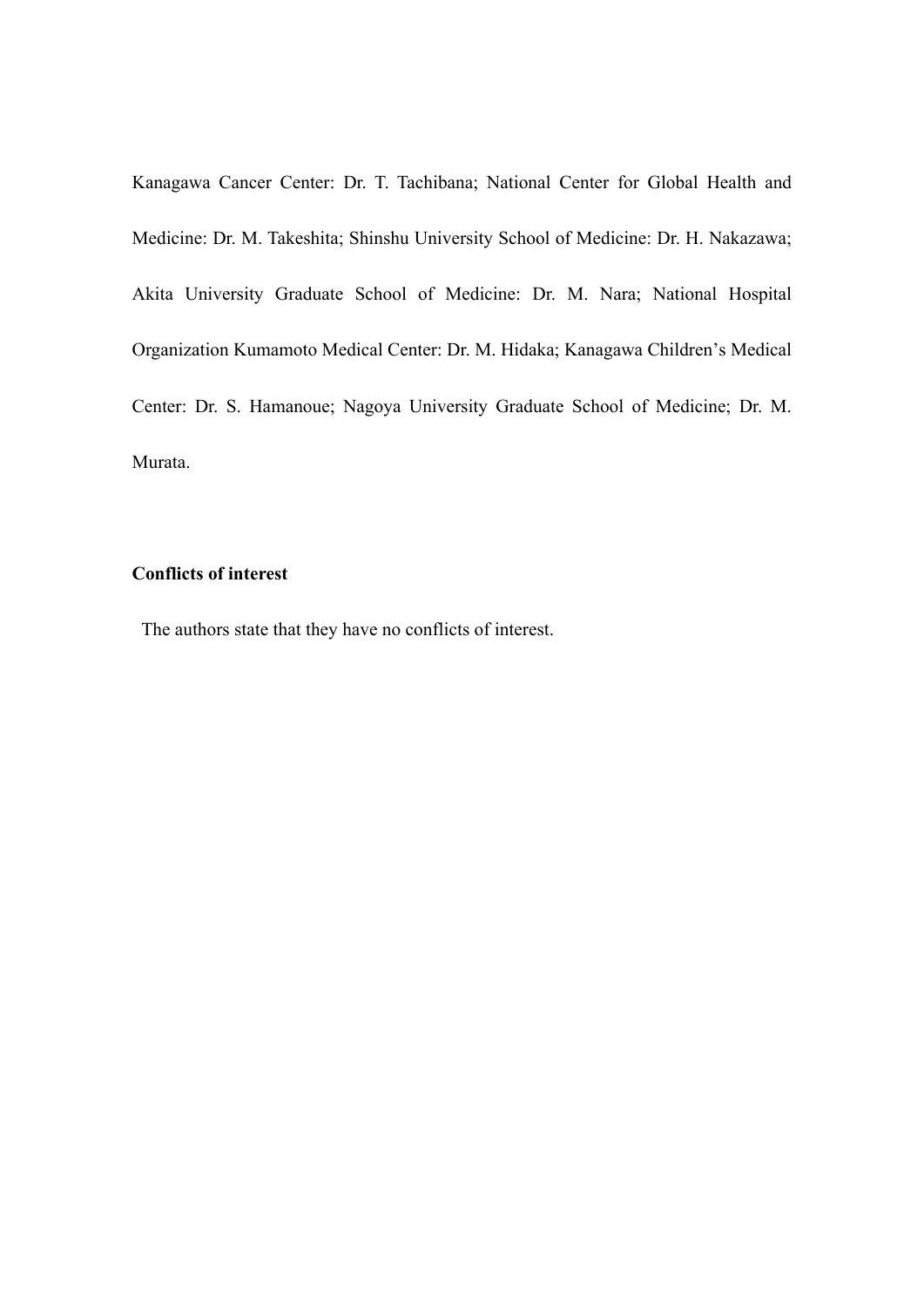Kanagawa Cancer Center: Dr. T. Tachibana; National Center for Global Health and Medicine: Dr. M. Takeshita; Shinshu University School of Medicine: Dr. H. Nakazawa; Akita University Graduate School of Medicine: Dr. M. Nara; National Hospital Organization Kumamoto Medical Center: Dr. M. Hidaka; Kanagawa Children's Medical Center: Dr. S. Hamanoue; Nagoya University Graduate School of Medicine; Dr. M. Murata.

**Conflicts of interest**

The authors state that they have no conflicts of interest.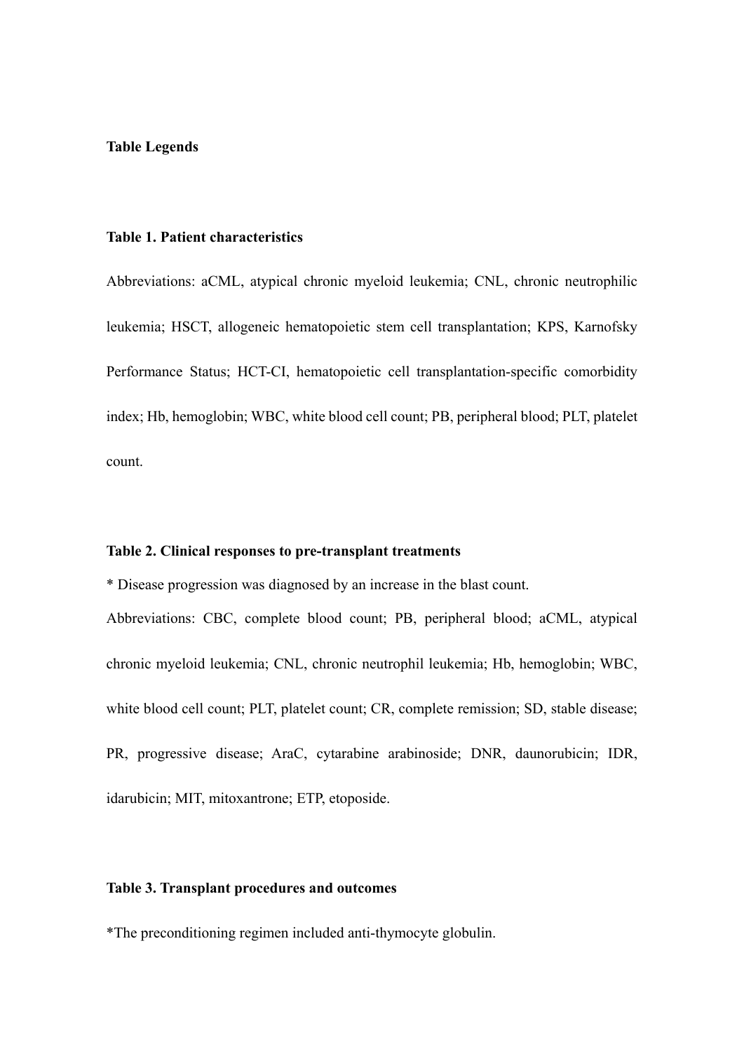**Table Legends**

**Table 1. Patient characteristics**

Abbreviations: aCML, atypical chronic myeloid leukemia; CNL, chronic neutrophilic leukemia; HSCT, allogeneic hematopoietic stem cell transplantation; KPS, Karnofsky Performance Status; HCT-CI, hematopoietic cell transplantation-specific comorbidity index; Hb, hemoglobin; WBC, white blood cell count; PB, peripheral blood; PLT, platelet count.

**Table 2. Clinical responses to pre-transplant treatments**

* Disease progression was diagnosed by an increase in the blast count.

Abbreviations: CBC, complete blood count; PB, peripheral blood; aCML, atypical chronic myeloid leukemia; CNL, chronic neutrophil leukemia; Hb, hemoglobin; WBC, white blood cell count; PLT, platelet count; CR, complete remission; SD, stable disease; PR, progressive disease; AraC, cytarabine arabinoside; DNR, daunorubicin; IDR, idarubicin; MIT, mitoxantrone; ETP, etoposide.

**Table 3. Transplant procedures and outcomes**

*The preconditioning regimen included anti-thymocyte globulin.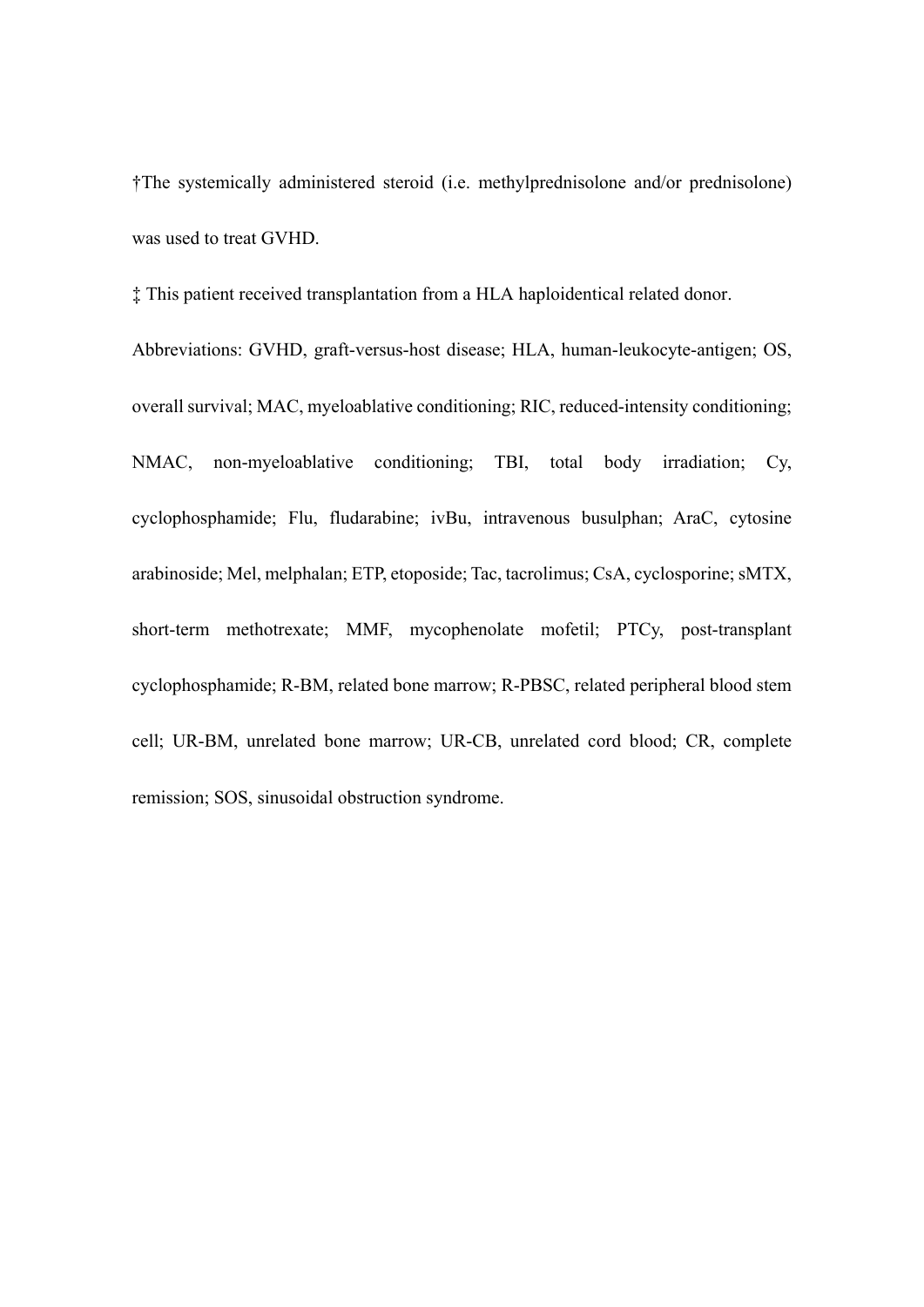†The systemically administered steroid (i.e. methylprednisolone and/or prednisolone) was used to treat GVHD.

‡ This patient received transplantation from a HLA haploidentical related donor.

Abbreviations: GVHD, graft-versus-host disease; HLA, human-leukocyte-antigen; OS, overall survival; MAC, myeloablative conditioning; RIC, reduced-intensity conditioning; NMAC, non-myeloablative conditioning; TBI, total body irradiation; Cy, cyclophosphamide; Flu, fludarabine; ivBu, intravenous busulphan; AraC, cytosine arabinoside; Mel, melphalan; ETP, etoposide; Tac, tacrolimus; CsA, cyclosporine; sMTX, short-term methotrexate; MMF, mycophenolate mofetil; PTCy, post-transplant cyclophosphamide; R-BM, related bone marrow; R-PBSC, related peripheral blood stem cell; UR-BM, unrelated bone marrow; UR-CB, unrelated cord blood; CR, complete remission; SOS, sinusoidal obstruction syndrome.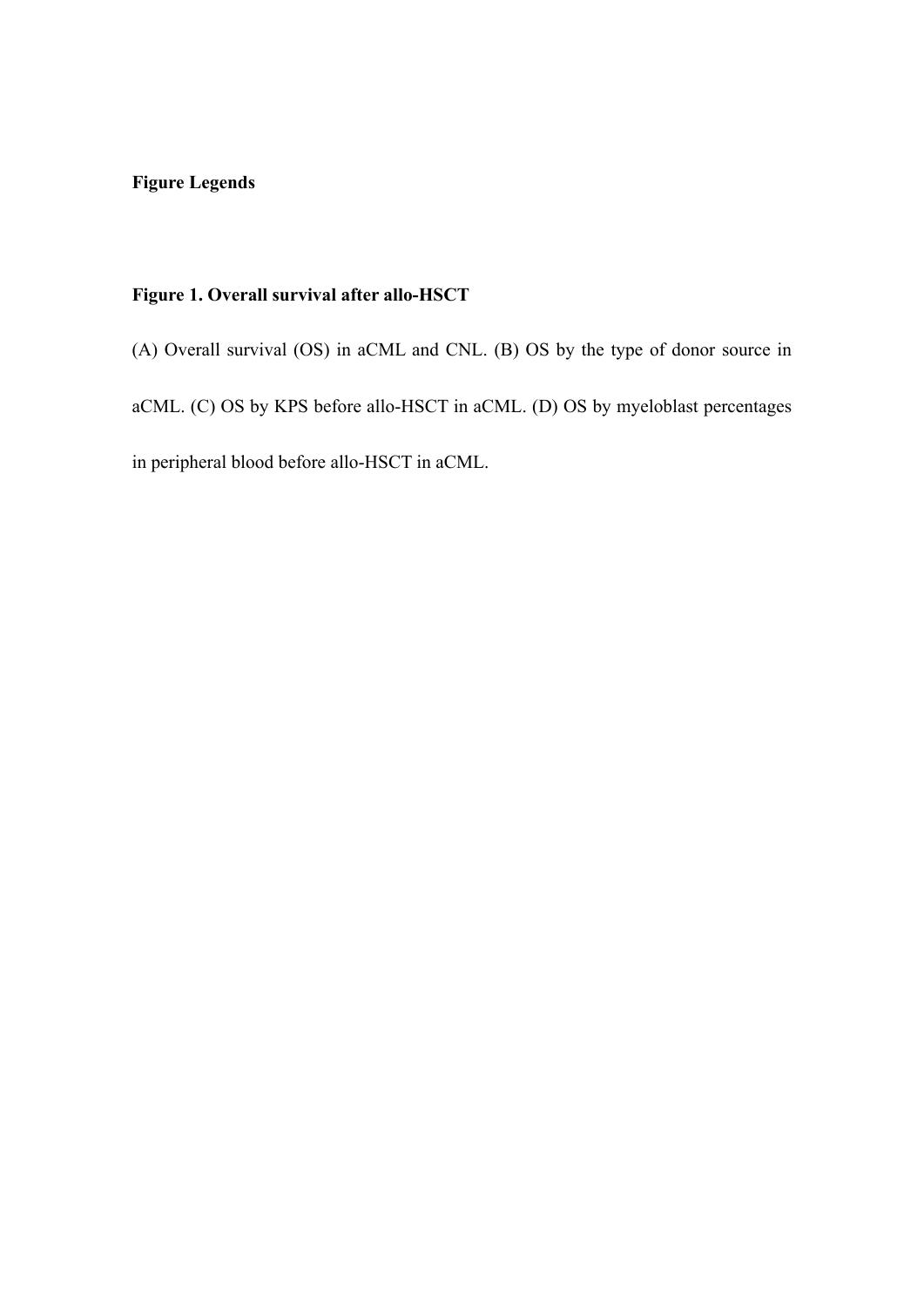**Figure Legends**

**Figure 1. Overall survival after allo-HSCT**

(A) Overall survival (OS) in aCML and CNL. (B) OS by the type of donor source in aCML. (C) OS by KPS before allo-HSCT in aCML. (D) OS by myeloblast percentages in peripheral blood before allo-HSCT in aCML.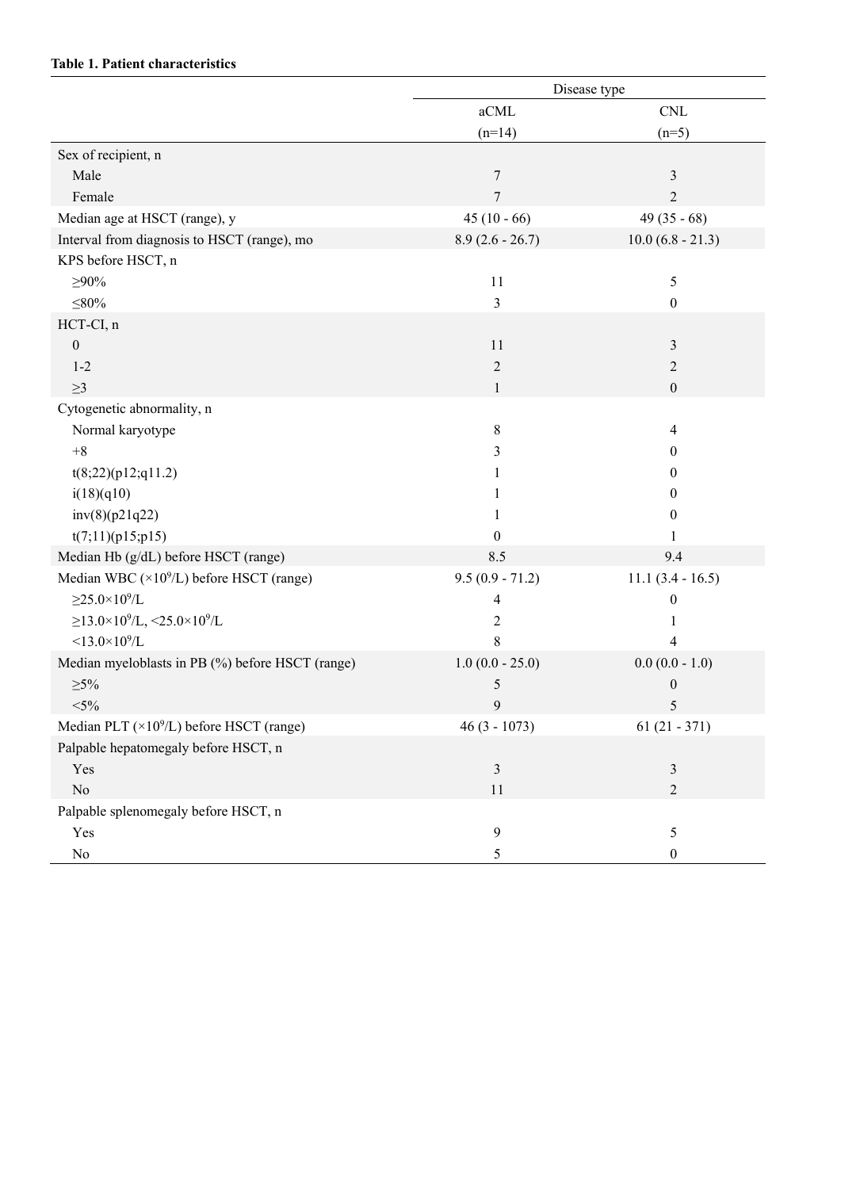**Table 1. Patient characteristics**

| | Disease type | |
|---|---|---|
| | aCML (n=14) | CNL (n=5) |
| Sex of recipient, n | | |
| Male | 7 | 3 |
| Female | 7 | 2 |
| Median age at HSCT (range), y | 45 (10 - 66) | 49 (35 - 68) |
| Interval from diagnosis to HSCT (range), mo | 8.9 (2.6 - 26.7) | 10.0 (6.8 - 21.3) |
| KPS before HSCT, n | | |
| ≥90% | 11 | 5 |
| ≤80% | 3 | 0 |
| HCT-CI, n | | |
| 0 | 11 | 3 |
| 1-2 | 2 | 2 |
| ≥3 | 1 | 0 |
| Cytogenetic abnormality, n | | |
| Normal karyotype | 8 | 4 |
| +8 | 3 | 0 |
| t(8;22)(p12;q11.2) | 1 | 0 |
| i(18)(q10) | 1 | 0 |
| inv(8)(p21q22) | 1 | 0 |
| t(7;11)(p15;p15) | 0 | 1 |
| Median Hb (g/dL) before HSCT (range) | 8.5 | 9.4 |
| Median WBC ($\times10^9$/L) before HSCT (range) | 9.5 (0.9 - 71.2) | 11.1 (3.4 - 16.5) |
| $\geq25.0\times10^9$/L | 4 | 0 |
| $\geq13.0\times10^9$/L, $<25.0\times10^9$/L | 2 | 1 |
| $<13.0\times10^9$/L | 8 | 4 |
| Median myeloblasts in PB (%) before HSCT (range) | 1.0 (0.0 - 25.0) | 0.0 (0.0 - 1.0) |
| ≥5% | 5 | 0 |
| <5% | 9 | 5 |
| Median PLT ($\times10^9$/L) before HSCT (range) | 46 (3 - 1073) | 61 (21 - 371) |
| Palpable hepatomegaly before HSCT, n | | |
| Yes | 3 | 3 |
| No | 11 | 2 |
| Palpable splenomegaly before HSCT, n | | |
| Yes | 9 | 5 |
| No | 5 | 0 |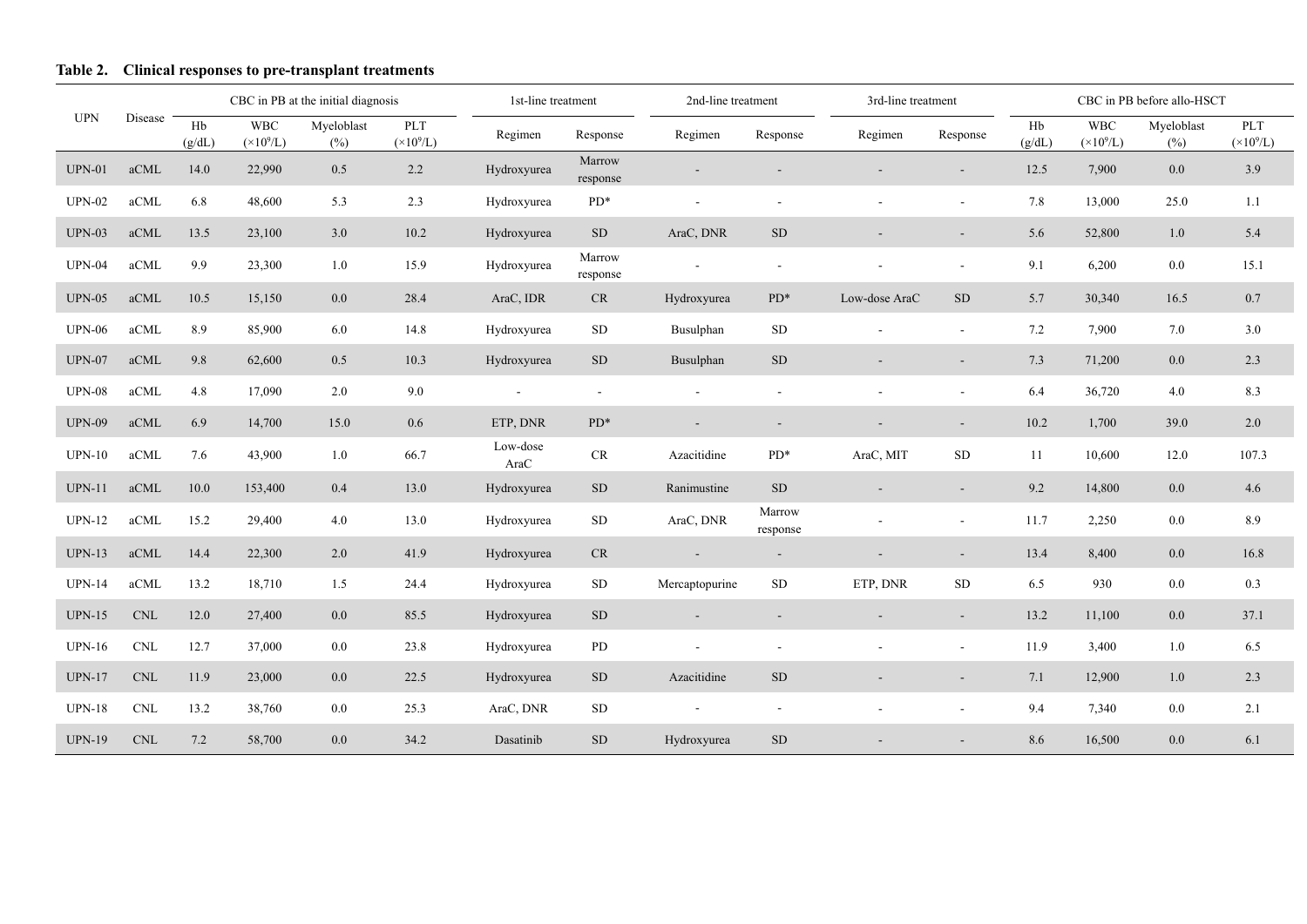**Table 2. Clinical responses to pre-transplant treatments**

| UPN | Disease | CBC in PB at the initial diagnosis | | | | 1st-line treatment | | 2nd-line treatment | | 3rd-line treatment | | CBC in PB before allo-HSCT | | | |
|---|---|---|---|---|---|---|---|---|---|---|---|---|---|---|---|
| | | Hb (g/dL) | WBC ($\times10^9$/L) | Myeloblast (%) | PLT ($\times10^9$/L) | Regimen | Response | Regimen | Response | Regimen | Response | Hb (g/dL) | WBC ($\times10^9$/L) | Myeloblast (%) | PLT ($\times10^9$/L) |
| UPN-01 | aCML | 14.0 | 22,990 | 0.5 | 2.2 | Hydroxyurea | Marrow response | - | - | - | - | 12.5 | 7,900 | 0.0 | 3.9 |
| UPN-02 | aCML | 6.8 | 48,600 | 5.3 | 2.3 | Hydroxyurea | PD* | - | - | - | - | 7.8 | 13,000 | 25.0 | 1.1 |
| UPN-03 | aCML | 13.5 | 23,100 | 3.0 | 10.2 | Hydroxyurea | SD | AraC, DNR | SD | - | - | 5.6 | 52,800 | 1.0 | 5.4 |
| UPN-04 | aCML | 9.9 | 23,300 | 1.0 | 15.9 | Hydroxyurea | Marrow response | - | - | - | - | 9.1 | 6,200 | 0.0 | 15.1 |
| UPN-05 | aCML | 10.5 | 15,150 | 0.0 | 28.4 | AraC, IDR | CR | Hydroxyurea | PD* | Low-dose AraC | SD | 5.7 | 30,340 | 16.5 | 0.7 |
| UPN-06 | aCML | 8.9 | 85,900 | 6.0 | 14.8 | Hydroxyurea | SD | Busulphan | SD | - | - | 7.2 | 7,900 | 7.0 | 3.0 |
| UPN-07 | aCML | 9.8 | 62,600 | 0.5 | 10.3 | Hydroxyurea | SD | Busulphan | SD | - | - | 7.3 | 71,200 | 0.0 | 2.3 |
| UPN-08 | aCML | 4.8 | 17,090 | 2.0 | 9.0 | - | - | - | - | - | - | 6.4 | 36,720 | 4.0 | 8.3 |
| UPN-09 | aCML | 6.9 | 14,700 | 15.0 | 0.6 | ETP, DNR | PD* | - | - | - | - | 10.2 | 1,700 | 39.0 | 2.0 |
| UPN-10 | aCML | 7.6 | 43,900 | 1.0 | 66.7 | Low-dose AraC | CR | Azacitidine | PD* | AraC, MIT | SD | 11 | 10,600 | 12.0 | 107.3 |
| UPN-11 | aCML | 10.0 | 153,400 | 0.4 | 13.0 | Hydroxyurea | SD | Ranimustine | SD | - | - | 9.2 | 14,800 | 0.0 | 4.6 |
| UPN-12 | aCML | 15.2 | 29,400 | 4.0 | 13.0 | Hydroxyurea | SD | AraC, DNR | Marrow response | - | - | 11.7 | 2,250 | 0.0 | 8.9 |
| UPN-13 | aCML | 14.4 | 22,300 | 2.0 | 41.9 | Hydroxyurea | CR | - | - | - | - | 13.4 | 8,400 | 0.0 | 16.8 |
| UPN-14 | aCML | 13.2 | 18,710 | 1.5 | 24.4 | Hydroxyurea | SD | Mercaptopurine | SD | ETP, DNR | SD | 6.5 | 930 | 0.0 | 0.3 |
| UPN-15 | CNL | 12.0 | 27,400 | 0.0 | 85.5 | Hydroxyurea | SD | - | - | - | - | 13.2 | 11,100 | 0.0 | 37.1 |
| UPN-16 | CNL | 12.7 | 37,000 | 0.0 | 23.8 | Hydroxyurea | PD | - | - | - | - | 11.9 | 3,400 | 1.0 | 6.5 |
| UPN-17 | CNL | 11.9 | 23,000 | 0.0 | 22.5 | Hydroxyurea | SD | Azacitidine | SD | - | - | 7.1 | 12,900 | 1.0 | 2.3 |
| UPN-18 | CNL | 13.2 | 38,760 | 0.0 | 25.3 | AraC, DNR | SD | - | - | - | - | 9.4 | 7,340 | 0.0 | 2.1 |
| UPN-19 | CNL | 7.2 | 58,700 | 0.0 | 34.2 | Dasatinib | SD | Hydroxyurea | SD | - | - | 8.6 | 16,500 | 0.0 | 6.1 |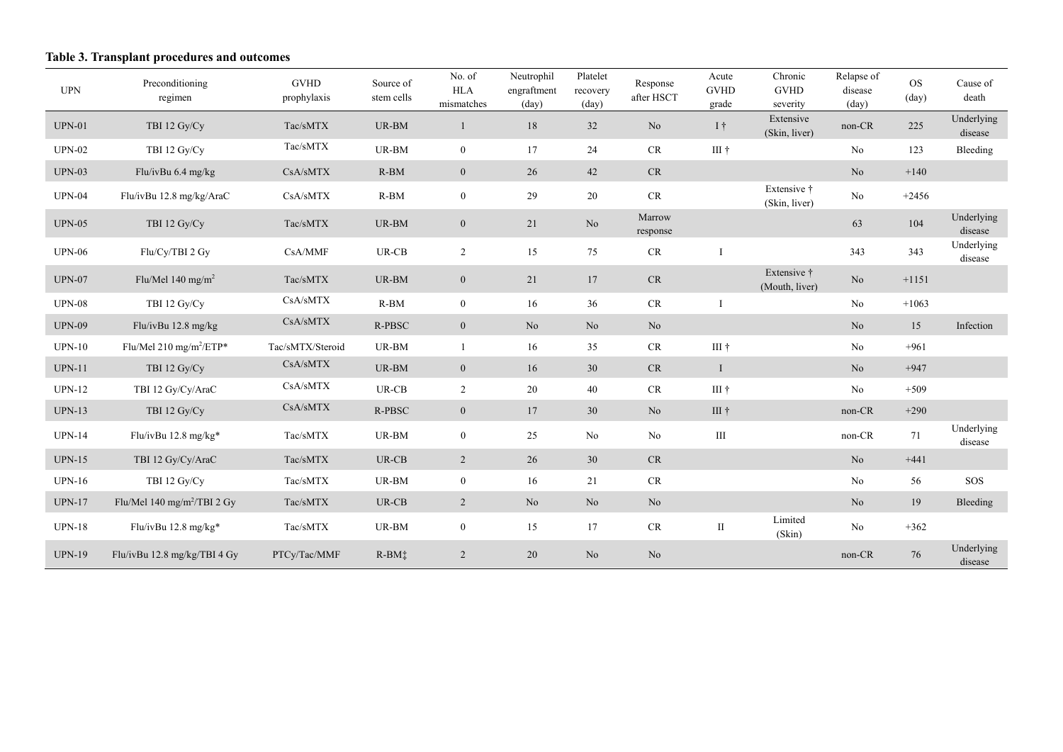**Table 3. Transplant procedures and outcomes**

| UPN | Preconditioning regimen | GVHD prophylaxis | Source of stem cells | No. of HLA mismatches | Neutrophil engraftment (day) | Platelet recovery (day) | Response after HSCT | Acute GVHD grade | Chronic GVHD severity | Relapse of disease (day) | OS (day) | Cause of death |
|---|---|---|---|---|---|---|---|---|---|---|---|---|
| UPN-01 | TBI 12 Gy/Cy | Tac/sMTX | UR-BM | 1 | 18 | 32 | No | I † | Extensive (Skin, liver) | non-CR | 225 | Underlying disease |
| UPN-02 | TBI 12 Gy/Cy | Tac/sMTX | UR-BM | 0 | 17 | 24 | CR | III † | | No | 123 | Bleeding |
| UPN-03 | Flu/ivBu 6.4 mg/kg | CsA/sMTX | R-BM | 0 | 26 | 42 | CR | | | No | +140 | |
| UPN-04 | Flu/ivBu 12.8 mg/kg/AraC | CsA/sMTX | R-BM | 0 | 29 | 20 | CR | | Extensive † (Skin, liver) | No | +2456 | |
| UPN-05 | TBI 12 Gy/Cy | Tac/sMTX | UR-BM | 0 | 21 | No | Marrow response | | | 63 | 104 | Underlying disease |
| UPN-06 | Flu/Cy/TBI 2 Gy | CsA/MMF | UR-CB | 2 | 15 | 75 | CR | I | | 343 | 343 | Underlying disease |
| UPN-07 | Flu/Mel 140 mg/m$^2$ | Tac/sMTX | UR-BM | 0 | 21 | 17 | CR | | Extensive † (Mouth, liver) | No | +1151 | |
| UPN-08 | TBI 12 Gy/Cy | CsA/sMTX | R-BM | 0 | 16 | 36 | CR | I | | No | +1063 | |
| UPN-09 | Flu/ivBu 12.8 mg/kg | CsA/sMTX | R-PBSC | 0 | No | No | No | | | No | 15 | Infection |
| UPN-10 | Flu/Mel 210 mg/m$^2$/ETP* | Tac/sMTX/Steroid | UR-BM | 1 | 16 | 35 | CR | III † | | No | +961 | |
| UPN-11 | TBI 12 Gy/Cy | CsA/sMTX | UR-BM | 0 | 16 | 30 | CR | I | | No | +947 | |
| UPN-12 | TBI 12 Gy/Cy/AraC | CsA/sMTX | UR-CB | 2 | 20 | 40 | CR | III † | | No | +509 | |
| UPN-13 | TBI 12 Gy/Cy | CsA/sMTX | R-PBSC | 0 | 17 | 30 | No | III † | | non-CR | +290 | |
| UPN-14 | Flu/ivBu 12.8 mg/kg* | Tac/sMTX | UR-BM | 0 | 25 | No | No | III | | non-CR | 71 | Underlying disease |
| UPN-15 | TBI 12 Gy/Cy/AraC | Tac/sMTX | UR-CB | 2 | 26 | 30 | CR | | | No | +441 | |
| UPN-16 | TBI 12 Gy/Cy | Tac/sMTX | UR-BM | 0 | 16 | 21 | CR | | | No | 56 | SOS |
| UPN-17 | Flu/Mel 140 mg/m$^2$/TBI 2 Gy | Tac/sMTX | UR-CB | 2 | No | No | No | | | No | 19 | Bleeding |
| UPN-18 | Flu/ivBu 12.8 mg/kg* | Tac/sMTX | UR-BM | 0 | 15 | 17 | CR | II | Limited (Skin) | No | +362 | |
| UPN-19 | Flu/ivBu 12.8 mg/kg/TBI 4 Gy | PTCy/Tac/MMF | R-BM‡ | 2 | 20 | No | No | | | non-CR | 76 | Underlying disease |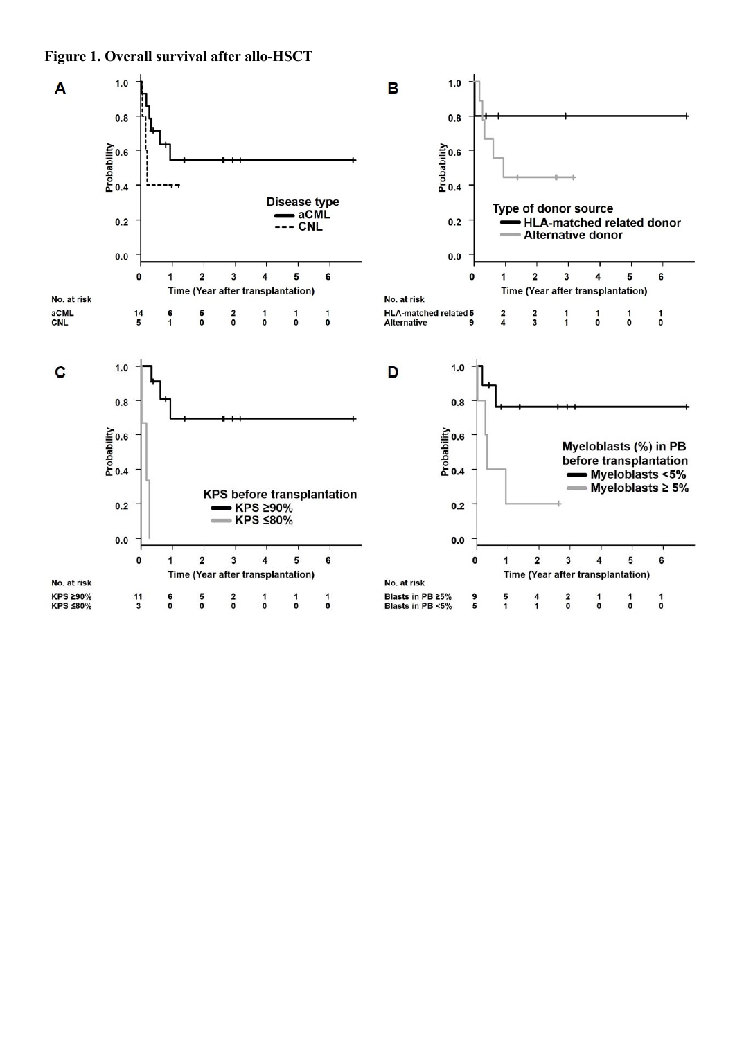**Figure 1. Overall survival after allo-HSCT**

**A**

No. at risk

| | 0 | 1 | 2 | 3 | 4 | 5 | 6 |
|---|---|---|---|---|---|---|---|
| aCML | 14 | 6 | 5 | 2 | 1 | 1 | 1 |
| CNL | 5 | 1 | 0 | 0 | 0 | 0 | 0 |

**B**

No. at risk

| | 0 | 1 | 2 | 3 | 4 | 5 | 6 |
|---|---|---|---|---|---|---|---|
| HLA-matched related | 5 | 2 | 2 | 1 | 1 | 1 | 1 |
| Alternative | 9 | 4 | 3 | 1 | 0 | 0 | 0 |

**C**

No. at risk

| | 0 | 1 | 2 | 3 | 4 | 5 | 6 |
|---|---|---|---|---|---|---|---|
| KPS ≥90% | 11 | 6 | 5 | 2 | 1 | 1 | 1 |
| KPS ≤80% | 3 | 0 | 0 | 0 | 0 | 0 | 0 |

**D**

No. at risk

| | 0 | 1 | 2 | 3 | 4 | 5 | 6 |
|---|---|---|---|---|---|---|---|
| Blasts in PB ≥5% | 9 | 5 | 4 | 2 | 1 | 1 | 1 |
| Blasts in PB <5% | 5 | 1 | 1 | 0 | 0 | 0 | 0 |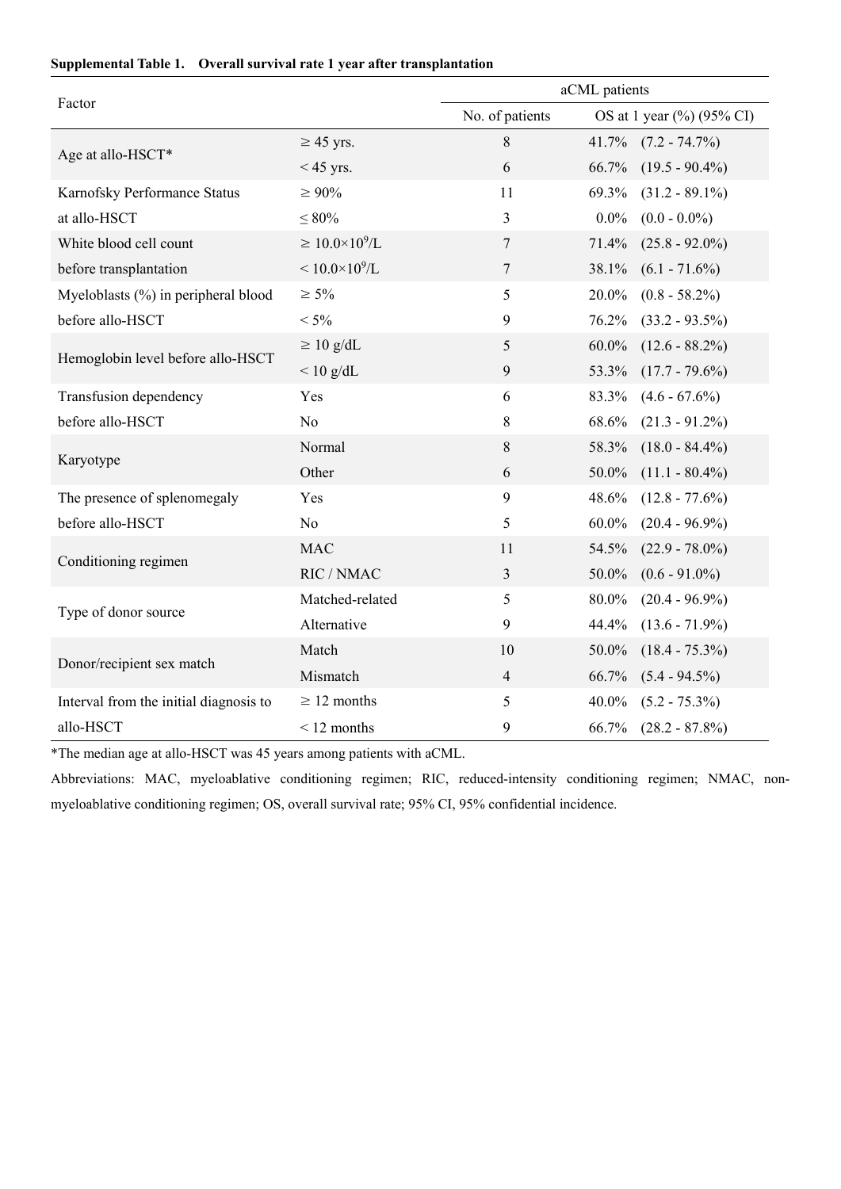**Supplemental Table 1. Overall survival rate 1 year after transplantation**

| Factor | | aCML patients | |
|---|---|---|---|
| | | No. of patients | OS at 1 year (%) (95% CI) |
| Age at allo-HSCT* | ≥ 45 yrs. | 8 | 41.7% (7.2 - 74.7%) |
| | < 45 yrs. | 6 | 66.7% (19.5 - 90.4%) |
| Karnofsky Performance Status at allo-HSCT | ≥ 90% | 11 | 69.3% (31.2 - 89.1%) |
| | ≤ 80% | 3 | 0.0% (0.0 - 0.0%) |
| White blood cell count before transplantation | ≥ $10.0 \times 10^9$/L | 7 | 71.4% (25.8 - 92.0%) |
| | < $10.0 \times 10^9$/L | 7 | 38.1% (6.1 - 71.6%) |
| Myeloblasts (%) in peripheral blood before allo-HSCT | ≥ 5% | 5 | 20.0% (0.8 - 58.2%) |
| | < 5% | 9 | 76.2% (33.2 - 93.5%) |
| Hemoglobin level before allo-HSCT | ≥ 10 g/dL | 5 | 60.0% (12.6 - 88.2%) |
| | < 10 g/dL | 9 | 53.3% (17.7 - 79.6%) |
| Transfusion dependency before allo-HSCT | Yes | 6 | 83.3% (4.6 - 67.6%) |
| | No | 8 | 68.6% (21.3 - 91.2%) |
| Karyotype | Normal | 8 | 58.3% (18.0 - 84.4%) |
| | Other | 6 | 50.0% (11.1 - 80.4%) |
| The presence of splenomegaly before allo-HSCT | Yes | 9 | 48.6% (12.8 - 77.6%) |
| | No | 5 | 60.0% (20.4 - 96.9%) |
| Conditioning regimen | MAC | 11 | 54.5% (22.9 - 78.0%) |
| | RIC / NMAC | 3 | 50.0% (0.6 - 91.0%) |
| Type of donor source | Matched-related | 5 | 80.0% (20.4 - 96.9%) |
| | Alternative | 9 | 44.4% (13.6 - 71.9%) |
| Donor/recipient sex match | Match | 10 | 50.0% (18.4 - 75.3%) |
| | Mismatch | 4 | 66.7% (5.4 - 94.5%) |
| Interval from the initial diagnosis to allo-HSCT | ≥ 12 months | 5 | 40.0% (5.2 - 75.3%) |
| | < 12 months | 9 | 66.7% (28.2 - 87.8%) |

*The median age at allo-HSCT was 45 years among patients with aCML.

Abbreviations: MAC, myeloablative conditioning regimen; RIC, reduced-intensity conditioning regimen; NMAC, non-myeloablative conditioning regimen; OS, overall survival rate; 95% CI, 95% confidential incidence.